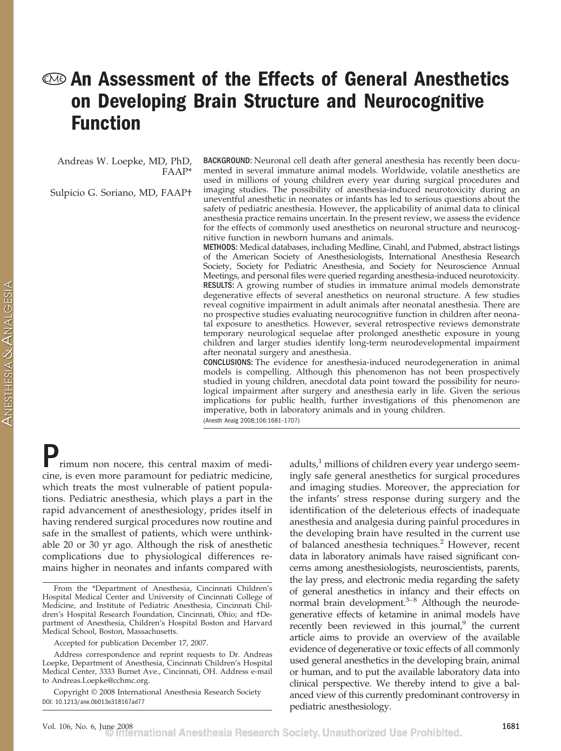# An Assessment of the Effects of General Anesthetics on Developing Brain Structure and Neurocognitive Function

Andreas W. Loepke, MD, PhD, FAAP*

Sulpicio G. Soriano, MD, FAAP†

**BACKGROUND:** Neuronal cell death after general anesthesia has recently been documented in several immature animal models. Worldwide, volatile anesthetics are used in millions of young children every year during surgical procedures and imaging studies. The possibility of anesthesia-induced neurotoxicity during an uneventful anesthetic in neonates or infants has led to serious questions about the safety of pediatric anesthesia. However, the applicability of animal data to clinical anesthesia practice remains uncertain. In the present review, we assess the evidence for the effects of commonly used anesthetics on neuronal structure and neurocognitive function in newborn humans and animals.

**METHODS:** Medical databases, including Medline, Cinahl, and Pubmed, abstract listings of the American Society of Anesthesiologists, International Anesthesia Research Society, Society for Pediatric Anesthesia, and Society for Neuroscience Annual Meetings, and personal files were queried regarding anesthesia-induced neurotoxicity.

**RESULTS:** A growing number of studies in immature animal models demonstrate degenerative effects of several anesthetics on neuronal structure. A few studies reveal cognitive impairment in adult animals after neonatal anesthesia. There are no prospective studies evaluating neurocognitive function in children after neonatal exposure to anesthetics. However, several retrospective reviews demonstrate temporary neurological sequelae after prolonged anesthetic exposure in young children and larger studies identify long-term neurodevelopmental impairment after neonatal surgery and anesthesia.

**CONCLUSIONS:** The evidence for anesthesia-induced neurodegeneration in animal models is compelling. Although this phenomenon has not been prospectively studied in young children, anecdotal data point toward the possibility for neurological impairment after surgery and anesthesia early in life. Given the serious implications for public health, further investigations of this phenomenon are imperative, both in laboratory animals and in young children.

(Anesth Analg 2008;106:1681–1707)

Primum non nocere, this central maxim of medicine, is even more paramount for pediatric medicine, which treats the most vulnerable of patient populations. Pediatric anesthesia, which plays a part in the rapid advancement of anesthesiology, prides itself in having rendered surgical procedures now routine and safe in the smallest of patients, which were unthinkable 20 or 30 yr ago. Although the risk of anesthetic complications due to physiological differences remains higher in neonates and infants compared with adults,[1] millions of children every year undergo seemingly safe general anesthetics for surgical procedures and imaging studies. Moreover, the appreciation for the infants' stress response during surgery and the identification of the deleterious effects of inadequate anesthesia and analgesia during painful procedures in the developing brain have resulted in the current use of balanced anesthesia techniques.[2] However, recent data in laboratory animals have raised significant concerns among anesthesiologists, neuroscientists, parents, the lay press, and electronic media regarding the safety of general anesthetics in infancy and their effects on normal brain development.[3–8] Although the neurodegenerative effects of ketamine in animal models have recently been reviewed in this journal,[9] the current article aims to provide an overview of the available evidence of degenerative or toxic effects of all commonly used general anesthetics in the developing brain, animal or human, and to put the available laboratory data into clinical perspective. We thereby intend to give a balanced view of this currently predominant controversy in pediatric anesthesiology.

From the *Department of Anesthesia, Cincinnati Children's Hospital Medical Center and University of Cincinnati College of Medicine, and Institute of Pediatric Anesthesia, Cincinnati Children's Hospital Research Foundation, Cincinnati, Ohio; and †Department of Anesthesia, Children's Hospital Boston and Harvard Medical School, Boston, Massachusetts.

Accepted for publication December 17, 2007.

Address correspondence and reprint requests to Dr. Andreas Loepke, Department of Anesthesia, Cincinnati Children's Hospital Medical Center, 3333 Burnet Ave., Cincinnati, OH. Address e-mail to Andreas.Loepke@cchmc.org.

Copyright © 2008 International Anesthesia Research Society

DOI: 10.1213/ane.0b013e318167ad77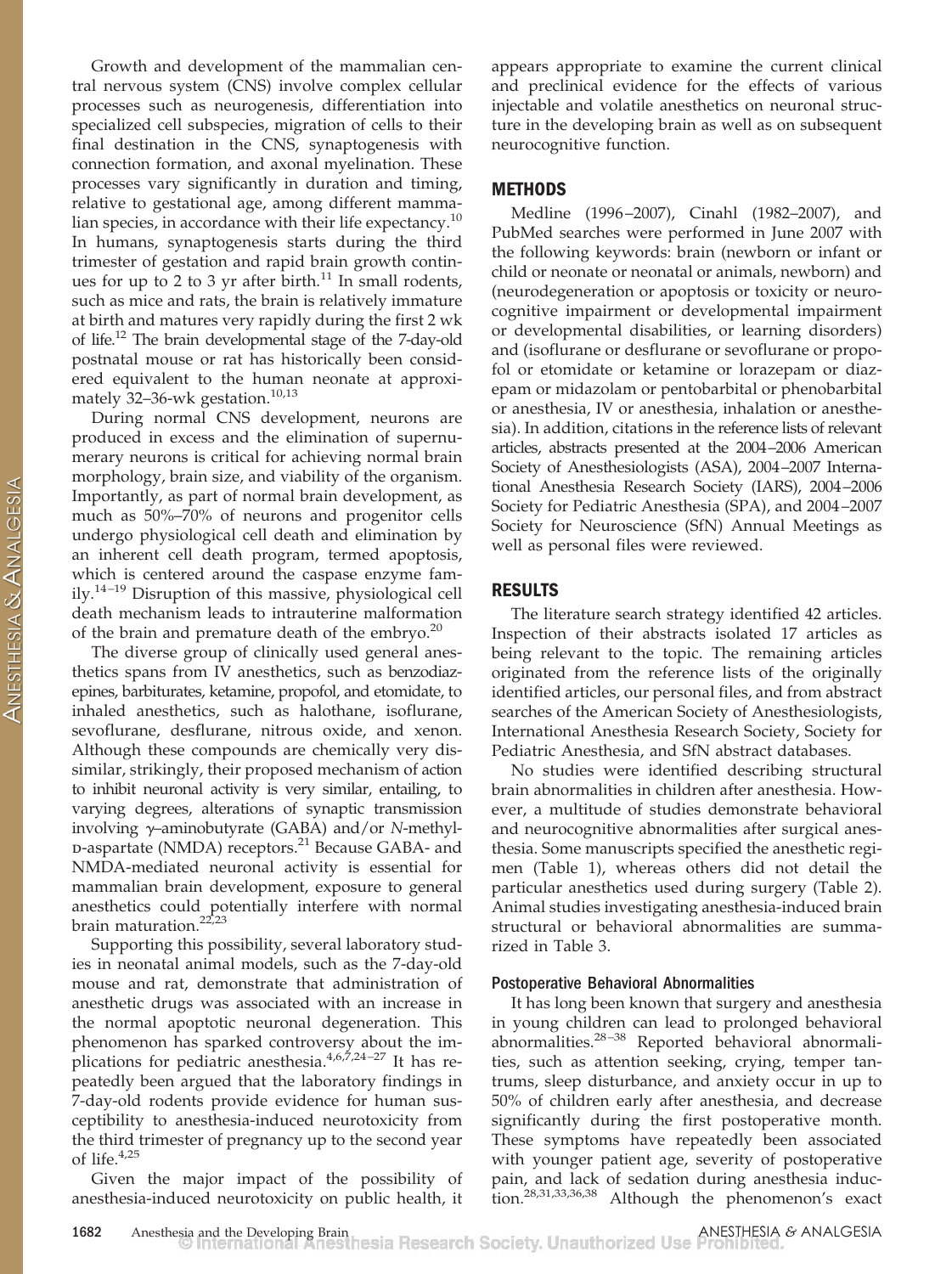Growth and development of the mammalian central nervous system (CNS) involve complex cellular processes such as neurogenesis, differentiation into specialized cell subspecies, migration of cells to their final destination in the CNS, synaptogenesis with connection formation, and axonal myelination. These processes vary significantly in duration and timing, relative to gestational age, among different mammalian species, in accordance with their life expectancy.[10] In humans, synaptogenesis starts during the third trimester of gestation and rapid brain growth continues for up to 2 to 3 yr after birth.[11] In small rodents, such as mice and rats, the brain is relatively immature at birth and matures very rapidly during the first 2 wk of life.[12] The brain developmental stage of the 7-day-old postnatal mouse or rat has historically been considered equivalent to the human neonate at approximately 32–36-wk gestation.[10,13]

During normal CNS development, neurons are produced in excess and the elimination of supernumerary neurons is critical for achieving normal brain morphology, brain size, and viability of the organism. Importantly, as part of normal brain development, as much as 50%–70% of neurons and progenitor cells undergo physiological cell death and elimination by an inherent cell death program, termed apoptosis, which is centered around the caspase enzyme family.[14–19] Disruption of this massive, physiological cell death mechanism leads to intrauterine malformation of the brain and premature death of the embryo.[20]

The diverse group of clinically used general anesthetics spans from IV anesthetics, such as benzodiazepines, barbiturates, ketamine, propofol, and etomidate, to inhaled anesthetics, such as halothane, isoflurane, sevoflurane, desflurane, nitrous oxide, and xenon. Although these compounds are chemically very dissimilar, strikingly, their proposed mechanism of action to inhibit neuronal activity is very similar, entailing, to varying degrees, alterations of synaptic transmission involving γ-aminobutyrate (GABA) and/or *N*-methyl-D-aspartate (NMDA) receptors.[21] Because GABA- and NMDA-mediated neuronal activity is essential for mammalian brain development, exposure to general anesthetics could potentially interfere with normal brain maturation.[22,23]

Supporting this possibility, several laboratory studies in neonatal animal models, such as the 7-day-old mouse and rat, demonstrate that administration of anesthetic drugs was associated with an increase in the normal apoptotic neuronal degeneration. This phenomenon has sparked controversy about the implications for pediatric anesthesia.[4,6,7,24–27] It has repeatedly been argued that the laboratory findings in 7-day-old rodents provide evidence for human susceptibility to anesthesia-induced neurotoxicity from the third trimester of pregnancy up to the second year of life.[4,25]

Given the major impact of the possibility of anesthesia-induced neurotoxicity on public health, it appears appropriate to examine the current clinical and preclinical evidence for the effects of various injectable and volatile anesthetics on neuronal structure in the developing brain as well as on subsequent neurocognitive function.

## METHODS

Medline (1996–2007), Cinahl (1982–2007), and PubMed searches were performed in June 2007 with the following keywords: brain (newborn or infant or child or neonate or neonatal or animals, newborn) and (neurodegeneration or apoptosis or toxicity or neurocognitive impairment or developmental impairment or developmental disabilities, or learning disorders) and (isoflurane or desflurane or sevoflurane or propofol or etomidate or ketamine or lorazepam or diazepam or midazolam or pentobarbital or phenobarbital or anesthesia, IV or anesthesia, inhalation or anesthesia). In addition, citations in the reference lists of relevant articles, abstracts presented at the 2004–2006 American Society of Anesthesiologists (ASA), 2004–2007 International Anesthesia Research Society (IARS), 2004–2006 Society for Pediatric Anesthesia (SPA), and 2004–2007 Society for Neuroscience (SfN) Annual Meetings as well as personal files were reviewed.

## RESULTS

The literature search strategy identified 42 articles. Inspection of their abstracts isolated 17 articles as being relevant to the topic. The remaining articles originated from the reference lists of the originally identified articles, our personal files, and from abstract searches of the American Society of Anesthesiologists, International Anesthesia Research Society, Society for Pediatric Anesthesia, and SfN abstract databases.

No studies were identified describing structural brain abnormalities in children after anesthesia. However, a multitude of studies demonstrate behavioral and neurocognitive abnormalities after surgical anesthesia. Some manuscripts specified the anesthetic regimen (Table 1), whereas others did not detail the particular anesthetics used during surgery (Table 2). Animal studies investigating anesthesia-induced brain structural or behavioral abnormalities are summarized in Table 3.

### Postoperative Behavioral Abnormalities

It has long been known that surgery and anesthesia in young children can lead to prolonged behavioral abnormalities.[28–38] Reported behavioral abnormalities, such as attention seeking, crying, temper tantrums, sleep disturbance, and anxiety occur in up to 50% of children early after anesthesia, and decrease significantly during the first postoperative month. These symptoms have repeatedly been associated with younger patient age, severity of postoperative pain, and lack of sedation during anesthesia induction.[28,31,33,36,38] Although the phenomenon's exact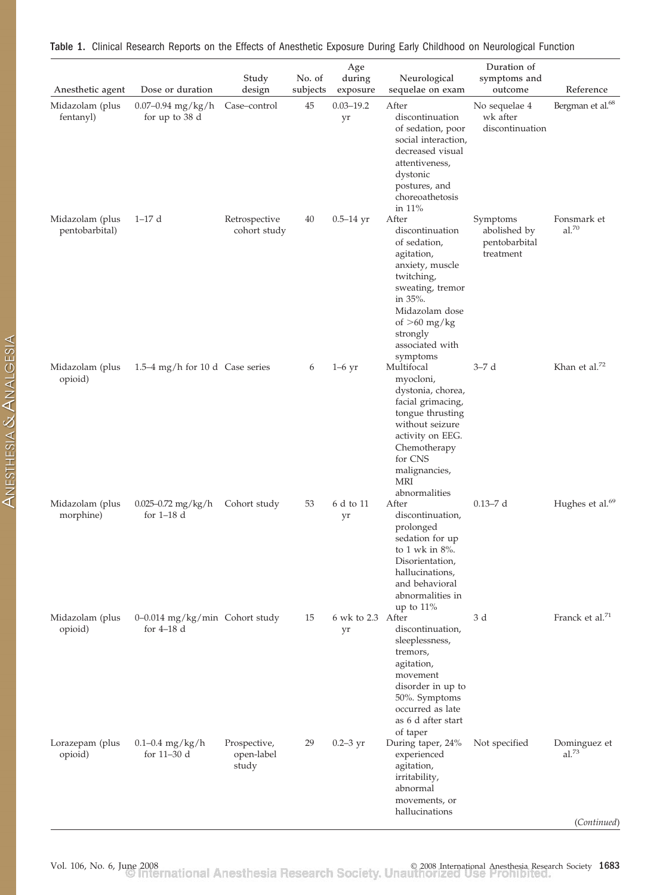**Table 1.** Clinical Research Reports on the Effects of Anesthetic Exposure During Early Childhood on Neurological Function

| Anesthetic agent | Dose or duration | Study design | No. of subjects | Age during exposure | Neurological sequelae on exam | Duration of symptoms and outcome | Reference |
|---|---|---|---|---|---|---|---|
| Midazolam (plus fentanyl) | 0.07–0.94 mg/kg/h for up to 38 d | Case–control | 45 | 0.03–19.2 yr | After discontinuation of sedation, poor social interaction, decreased visual attentiveness, dystonic postures, and choreoathetosis in 11% | No sequelae 4 wk after discontinuation | Bergman et al.[68] |
| Midazolam (plus pentobarbital) | 1–17 d | Retrospective cohort study | 40 | 0.5–14 yr | After discontinuation of sedation, agitation, anxiety, muscle twitching, sweating, tremor in 35%. Midazolam dose of >60 mg/kg strongly associated with symptoms | Symptoms abolished by pentobarbital treatment | Fonsmark et al.[70] |
| Midazolam (plus opioid) | 1.5–4 mg/h for 10 d | Case series | 6 | 1–6 yr | Multifocal myocloni, dystonia, chorea, facial grimacing, tongue thrusting without seizure activity on EEG. Chemotherapy for CNS malignancies, MRI abnormalities | 3–7 d | Khan et al.[72] |
| Midazolam (plus morphine) | 0.025–0.72 mg/kg/h for 1–18 d | Cohort study | 53 | 6 d to 11 yr | After discontinuation, prolonged sedation for up to 1 wk in 8%. Disorientation, hallucinations, and behavioral abnormalities in up to 11% | 0.13–7 d | Hughes et al.[69] |
| Midazolam (plus opioid) | 0–0.014 mg/kg/min for 4–18 d | Cohort study | 15 | 6 wk to 2.3 yr | After discontinuation, sleeplessness, tremors, agitation, movement disorder in up to 50%. Symptoms occurred as late as 6 d after start of taper | 3 d | Franck et al.[71] |
| Lorazepam (plus opioid) | 0.1–0.4 mg/kg/h for 11–30 d | Prospective, open-label study | 29 | 0.2–3 yr | During taper, 24% experienced agitation, irritability, abnormal movements, or hallucinations | Not specified | Dominguez et al.[73] |

(*Continued*)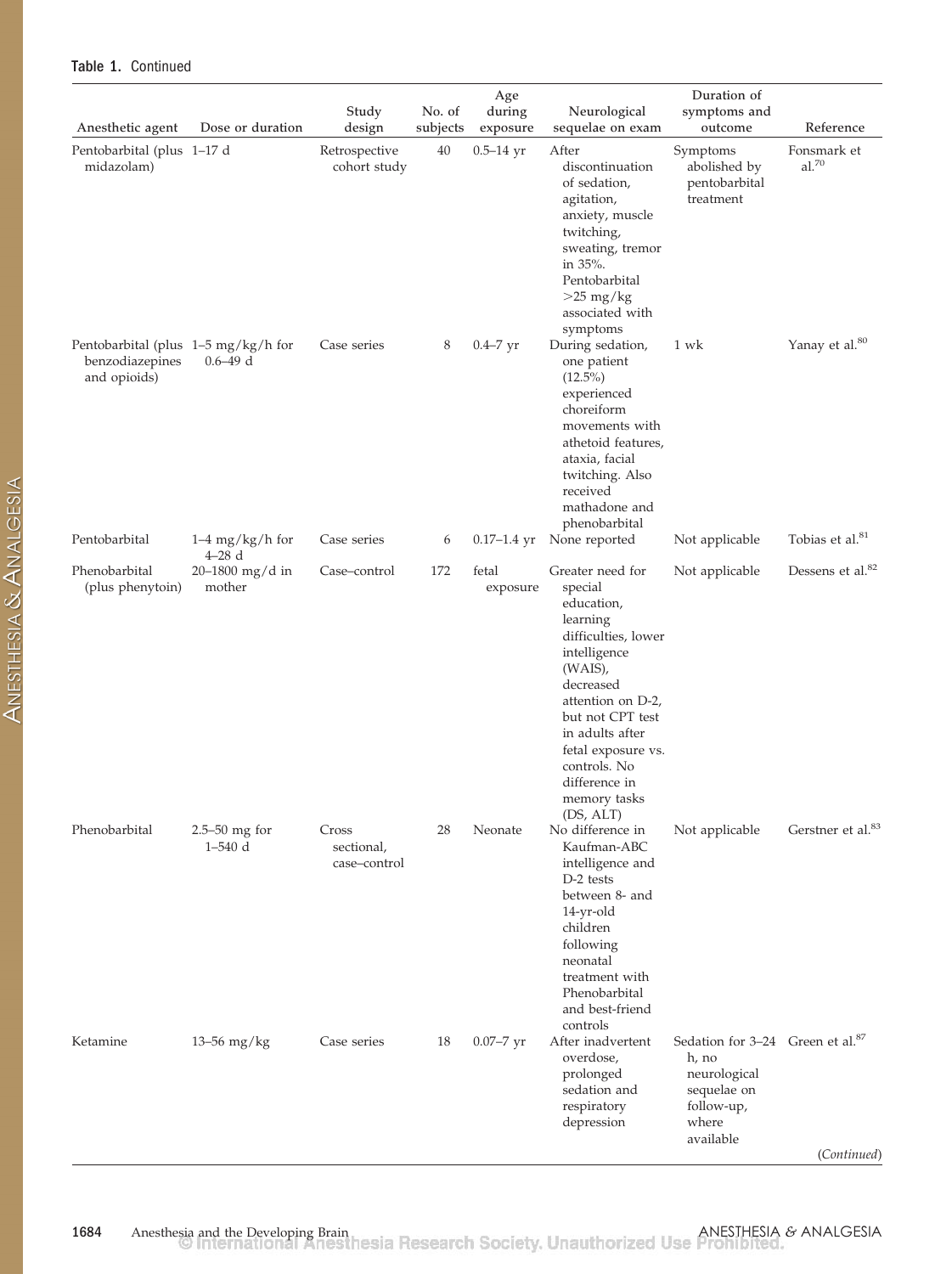**Table 1.** Continued

| Anesthetic agent | Dose or duration | Study design | No. of subjects | Age during exposure | Neurological sequelae on exam | Duration of symptoms and outcome | Reference |
|---|---|---|---|---|---|---|---|
| Pentobarbital (plus midazolam) | 1–17 d | Retrospective cohort study | 40 | 0.5–14 yr | After discontinuation of sedation, agitation, anxiety, muscle twitching, sweating, tremor in 35%. Pentobarbital >25 mg/kg associated with symptoms | Symptoms abolished by pentobarbital treatment | Fonsmark et al.[70] |
| Pentobarbital (plus benzodiazepines and opioids) | 1–5 mg/kg/h for 0.6–49 d | Case series | 8 | 0.4–7 yr | During sedation, one patient (12.5%) experienced choreiform movements with athetoid features, ataxia, facial twitching. Also received mathadone and phenobarbital | 1 wk | Yanay et al.[80] |
| Pentobarbital | 1–4 mg/kg/h for 4–28 d | Case series | 6 | 0.17–1.4 yr | None reported | Not applicable | Tobias et al.[81] |
| Phenobarbital (plus phenytoin) | 20–1800 mg/d in mother | Case–control | 172 | fetal exposure | Greater need for special education, learning difficulties, lower intelligence (WAIS), decreased attention on D-2, but not CPT test in adults after fetal exposure vs. controls. No difference in memory tasks (DS, ALT) | Not applicable | Dessens et al.[82] |
| Phenobarbital | 2.5–50 mg for 1–540 d | Cross sectional, case–control | 28 | Neonate | No difference in Kaufman-ABC intelligence and D-2 tests between 8- and 14-yr-old children following neonatal treatment with Phenobarbital and best-friend controls | Not applicable | Gerstner et al.[83] |
| Ketamine | 13–56 mg/kg | Case series | 18 | 0.07–7 yr | After inadvertent overdose, prolonged sedation and respiratory depression | Sedation for 3–24 h, no neurological sequelae on follow-up, where available | Green et al.[87] |

(*Continued*)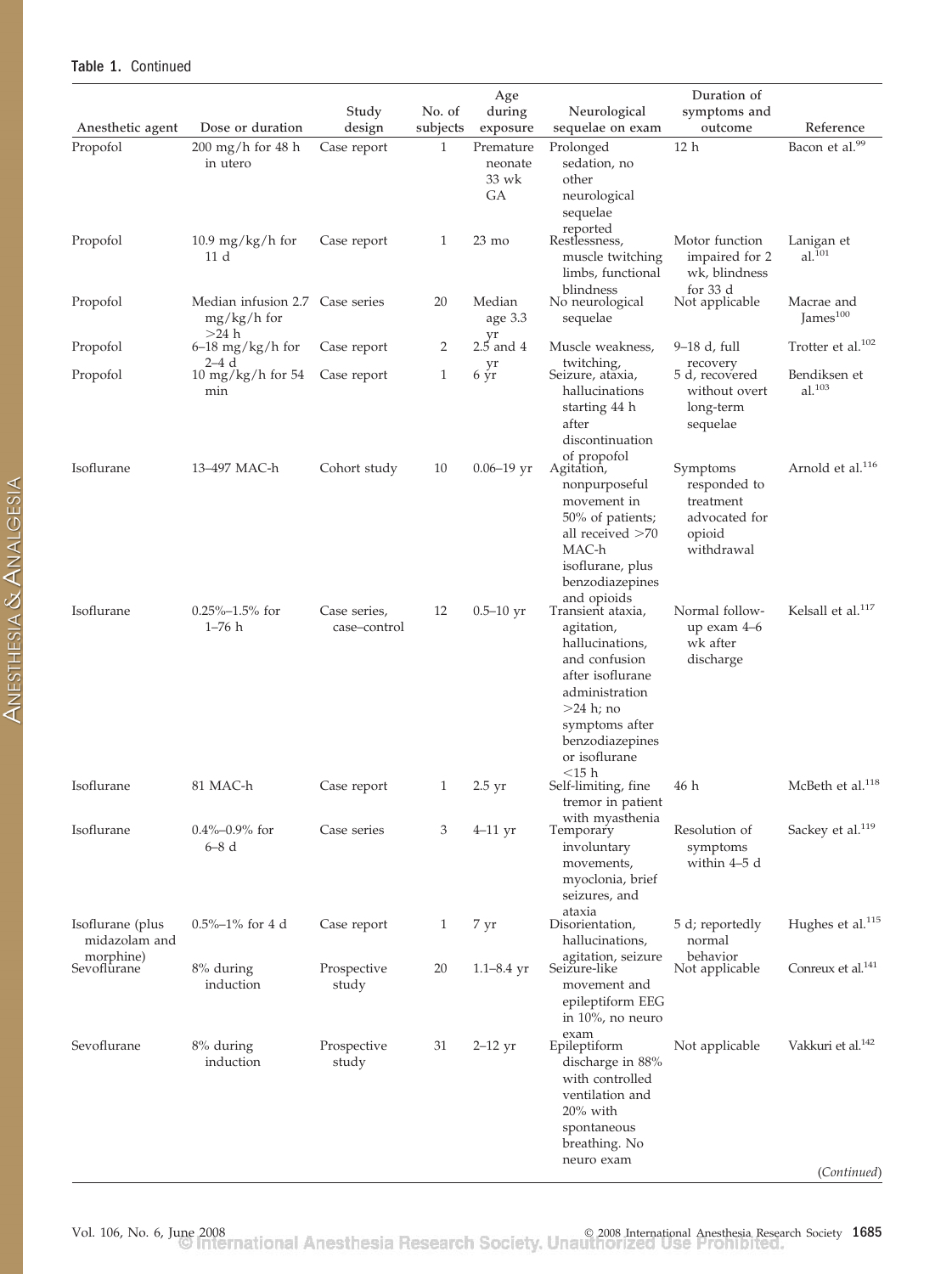**Table 1.** Continued

| Anesthetic agent | Dose or duration | Study design | No. of subjects | Age during exposure | Neurological sequelae on exam | Duration of symptoms and outcome | Reference |
|---|---|---|---|---|---|---|---|
| Propofol | 200 mg/h for 48 h in utero | Case report | 1 | Premature neonate 33 wk GA | Prolonged sedation, no other neurological sequelae reported | 12 h | Bacon et al.[99] |
| Propofol | 10.9 mg/kg/h for 11 d | Case report | 1 | 23 mo | Restlessness, muscle twitching limbs, functional blindness | Motor function impaired for 2 wk, blindness for 33 d | Lanigan et al.[101] |
| Propofol | Median infusion 2.7 mg/kg/h for >24 h | Case series | 20 | Median age 3.3 yr | No neurological sequelae | Not applicable | Macrae and James[100] |
| Propofol | 6–18 mg/kg/h for 2–4 d | Case report | 2 | 2.5 and 4 yr | Muscle weakness, twitching, | 9–18 d, full recovery | Trotter et al.[102] |
| Propofol | 10 mg/kg/h for 54 min | Case report | 1 | 6 yr | Seizure, ataxia, hallucinations starting 44 h after discontinuation of propofol | 5 d, recovered without overt long-term sequelae | Bendiksen et al.[103] |
| Isoflurane | 13–497 MAC-h | Cohort study | 10 | 0.06–19 yr | Agitation, nonpurposeful movement in 50% of patients; all received >70 MAC-h isoflurane, plus benzodiazepines and opioids | Symptoms responded to treatment advocated for opioid withdrawal | Arnold et al.[116] |
| Isoflurane | 0.25%–1.5% for 1–76 h | Case series, case–control | 12 | 0.5–10 yr | Transient ataxia, agitation, hallucinations, and confusion after isoflurane administration >24 h; no symptoms after benzodiazepines or isoflurane <15 h | Normal follow-up exam 4–6 wk after discharge | Kelsall et al.[117] |
| Isoflurane | 81 MAC-h | Case report | 1 | 2.5 yr | Self-limiting, fine tremor in patient with myasthenia | 46 h | McBeth et al.[118] |
| Isoflurane | 0.4%–0.9% for 6–8 d | Case series | 3 | 4–11 yr | Temporary involuntary movements, myoclonia, brief seizures, and ataxia | Resolution of symptoms within 4–5 d | Sackey et al.[119] |
| Isoflurane (plus midazolam and morphine) | 0.5%–1% for 4 d | Case report | 1 | 7 yr | Disorientation, hallucinations, agitation, seizure | 5 d; reportedly normal behavior | Hughes et al.[115] |
| Sevoflurane | 8% during induction | Prospective study | 20 | 1.1–8.4 yr | Seizure-like movement and epileptiform EEG in 10%, no neuro exam | Not applicable | Conreux et al.[141] |
| Sevoflurane | 8% during induction | Prospective study | 31 | 2–12 yr | Epileptiform discharge in 88% with controlled ventilation and 20% with spontaneous breathing. No neuro exam | Not applicable | Vakkuri et al.[142] |

(*Continued*)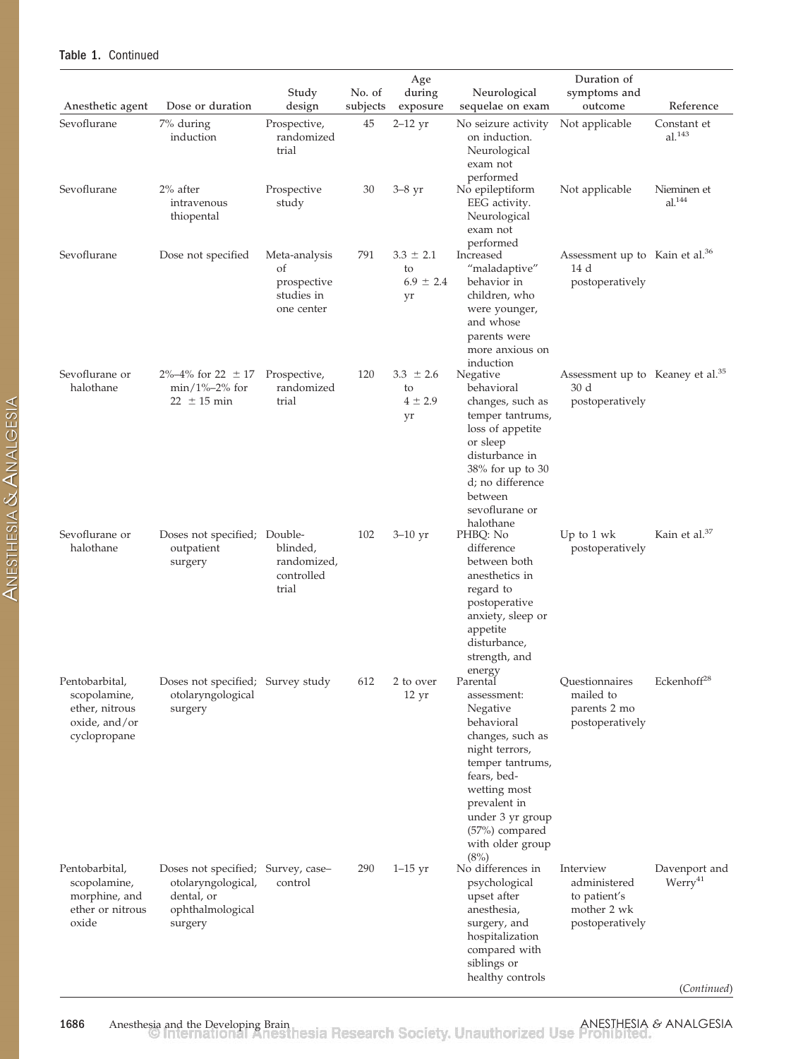**Table 1.** Continued

| Anesthetic agent | Dose or duration | Study design | No. of subjects | Age during exposure | Neurological sequelae on exam | Duration of symptoms and outcome | Reference |
|---|---|---|---|---|---|---|---|
| Sevoflurane | 7% during induction | Prospective, randomized trial | 45 | 2–12 yr | No seizure activity on induction. Neurological exam not performed | Not applicable | Constant et al.[143] |
| Sevoflurane | 2% after intravenous thiopental | Prospective study | 30 | 3–8 yr | No epileptiform EEG activity. Neurological exam not performed | Not applicable | Nieminen et al.[144] |
| Sevoflurane | Dose not specified | Meta-analysis of prospective studies in one center | 791 | 3.3 ± 2.1 to 6.9 ± 2.4 yr | Increased "maladaptive" behavior in children, who were younger, and whose parents were more anxious on induction | Assessment up to 14 d postoperatively | Kain et al.[36] |
| Sevoflurane or halothane | 2%–4% for 22 ± 17 min/1%–2% for 22 ± 15 min | Prospective, randomized trial | 120 | 3.3 ± 2.6 to 4 ± 2.9 yr | Negative behavioral changes, such as temper tantrums, loss of appetite or sleep disturbance in 38% for up to 30 d; no difference between sevoflurane or halothane | Assessment up to 30 d postoperatively | Keaney et al.[35] |
| Sevoflurane or halothane | Doses not specified; outpatient surgery | Double-blinded, randomized, controlled trial | 102 | 3–10 yr | PHBQ: No difference between both anesthetics in regard to postoperative anxiety, sleep or appetite disturbance, strength, and energy | Up to 1 wk postoperatively | Kain et al.[37] |
| Pentobarbital, scopolamine, ether, nitrous oxide, and/or cyclopropane | Doses not specified; otolaryngological surgery | Survey study | 612 | 2 to over 12 yr | Parental assessment: Negative behavioral changes, such as night terrors, temper tantrums, fears, bed-wetting most prevalent in under 3 yr group (57%) compared with older group (8%) | Questionnaires mailed to parents 2 mo postoperatively | Eckenhoff[28] |
| Pentobarbital, scopolamine, morphine, and ether or nitrous oxide | Doses not specified; otolaryngological, dental, or ophthalmological surgery | Survey, case–control | 290 | 1–15 yr | No differences in psychological upset after anesthesia, surgery, and hospitalization compared with siblings or healthy controls | Interview administered to patient's mother 2 wk postoperatively | Davenport and Werry[41] |

(*Continued*)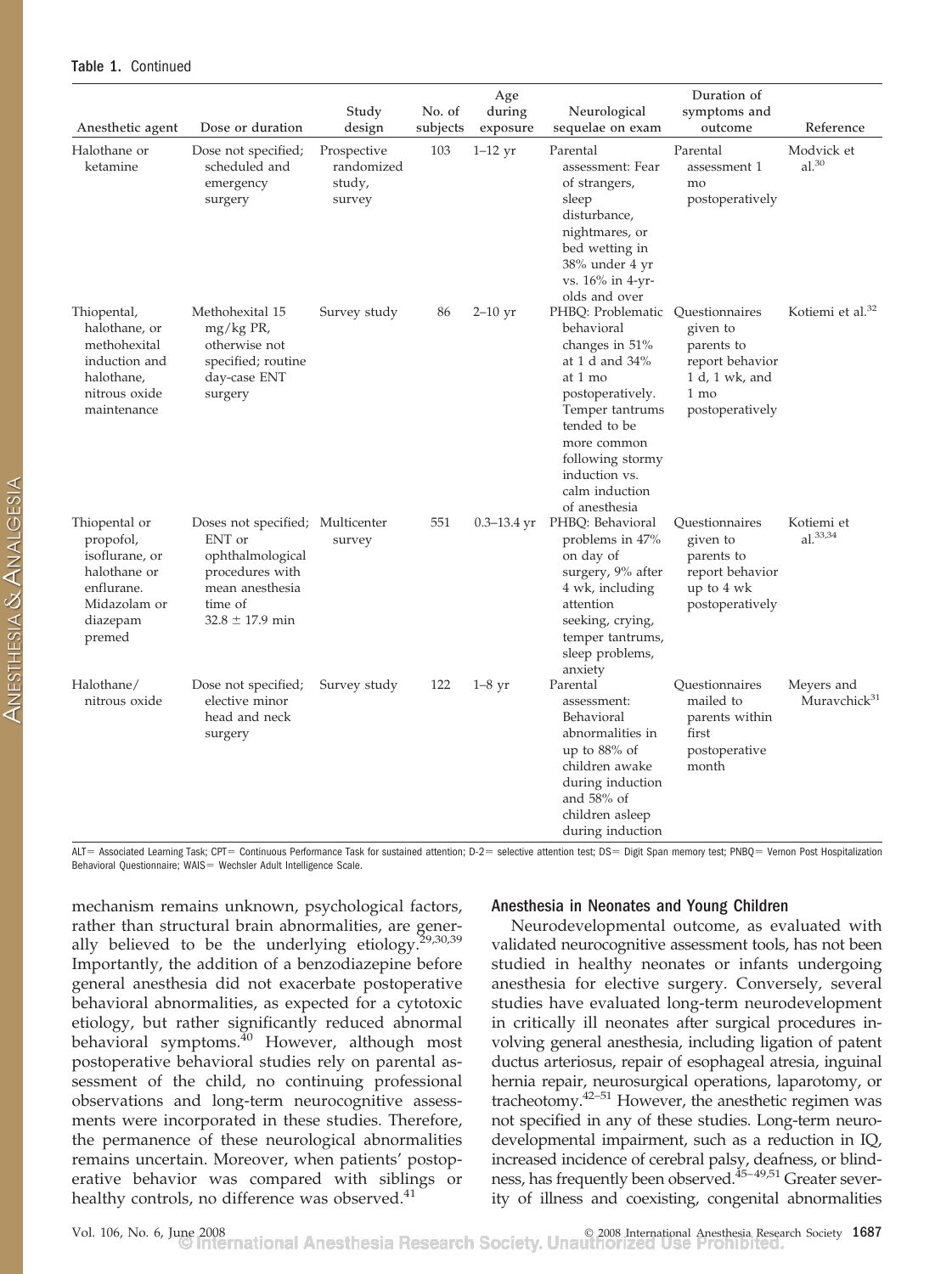**Table 1.** Continued

| Anesthetic agent | Dose or duration | Study design | No. of subjects | Age during exposure | Neurological sequelae on exam | Duration of symptoms and outcome | Reference |
|---|---|---|---|---|---|---|---|
| Halothane or ketamine | Dose not specified; scheduled and emergency surgery | Prospective randomized study, survey | 103 | 1–12 yr | Parental assessment: Fear of strangers, sleep disturbance, nightmares, or bed wetting in 38% under 4 yr vs. 16% in 4-yr-olds and over | Parental assessment 1 mo postoperatively | Modvick et al.[30] |
| Thiopental, halothane, or methohexital induction and halothane, nitrous oxide maintenance | Methohexital 15 mg/kg PR, otherwise not specified; routine day-case ENT surgery | Survey study | 86 | 2–10 yr | PHBQ: Problematic behavioral changes in 51% at 1 d and 34% at 1 mo postoperatively. Temper tantrums tended to be more common following stormy induction vs. calm induction of anesthesia | Questionnaires given to parents to report behavior 1 d, 1 wk, and 1 mo postoperatively | Kotiemi et al.[32] |
| Thiopental or propofol, isoflurane, or halothane or enflurane. Midazolam or diazepam premed | Doses not specified; ENT or ophthalmological procedures with mean anesthesia time of 32.8 ± 17.9 min | Multicenter survey | 551 | 0.3–13.4 yr | PHBQ: Behavioral problems in 47% on day of surgery, 9% after 4 wk, including attention seeking, crying, temper tantrums, sleep problems, anxiety | Questionnaires given to parents to report behavior up to 4 wk postoperatively | Kotiemi et al.[33,34] |
| Halothane/ nitrous oxide | Dose not specified; elective minor head and neck surgery | Survey study | 122 | 1–8 yr | Parental assessment: Behavioral abnormalities in up to 88% of children awake during induction and 58% of children asleep during induction | Questionnaires mailed to parents within first postoperative month | Meyers and Muravchick[31] |

ALT= Associated Learning Task; CPT= Continuous Performance Task for sustained attention; D-2= selective attention test; DS= Digit Span memory test; PNBQ= Vernon Post Hospitalization Behavioral Questionnaire; WAIS= Wechsler Adult Intelligence Scale.

mechanism remains unknown, psychological factors, rather than structural brain abnormalities, are generally believed to be the underlying etiology.[29,30,39] Importantly, the addition of a benzodiazepine before general anesthesia did not exacerbate postoperative behavioral abnormalities, as expected for a cytotoxic etiology, but rather significantly reduced abnormal behavioral symptoms.[40] However, although most postoperative behavioral studies rely on parental assessment of the child, no continuing professional observations and long-term neurocognitive assessments were incorporated in these studies. Therefore, the permanence of these neurological abnormalities remains uncertain. Moreover, when patients' postoperative behavior was compared with siblings or healthy controls, no difference was observed.[41]

### Anesthesia in Neonates and Young Children

Neurodevelopmental outcome, as evaluated with validated neurocognitive assessment tools, has not been studied in healthy neonates or infants undergoing anesthesia for elective surgery. Conversely, several studies have evaluated long-term neurodevelopment in critically ill neonates after surgical procedures involving general anesthesia, including ligation of patent ductus arteriosus, repair of esophageal atresia, inguinal hernia repair, neurosurgical operations, laparotomy, or tracheotomy.[42–51] However, the anesthetic regimen was not specified in any of these studies. Long-term neurodevelopmental impairment, such as a reduction in IQ, increased incidence of cerebral palsy, deafness, or blindness, has frequently been observed.[45–49,51] Greater severity of illness and coexisting, congenital abnormalities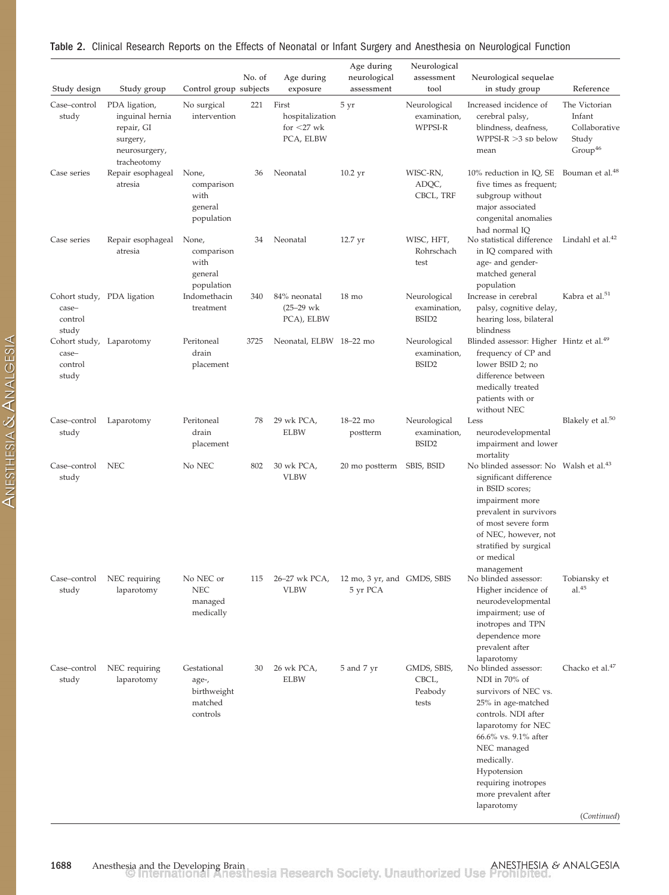**Table 2.** Clinical Research Reports on the Effects of Neonatal or Infant Surgery and Anesthesia on Neurological Function

| Study design | Study group | Control group | No. of subjects | Age during exposure | Age during neurological assessment | Neurological assessment tool | Neurological sequelae in study group | Reference |
|---|---|---|---|---|---|---|---|---|
| Case–control study | PDA ligation, inguinal hernia repair, GI surgery, neurosurgery, tracheotomy | No surgical intervention | 221 | First hospitalization for <27 wk PCA, ELBW | 5 yr | Neurological examination, WPPSI-R | Increased incidence of cerebral palsy, blindness, deafness, WPPSI-R >3 SD below mean | The Victorian Infant Collaborative Study Group[46] |
| Case series | Repair esophageal atresia | None, comparison with general population | 36 | Neonatal | 10.2 yr | WISC-RN, ADQC, CBCL, TRF | 10% reduction in IQ, SE five times as frequent; subgroup without major associated congenital anomalies had normal IQ | Bouman et al.[48] |
| Case series | Repair esophageal atresia | None, comparison with general population | 34 | Neonatal | 12.7 yr | WISC, HFT, Rohrschach test | No statistical difference in IQ compared with age- and gender-matched general population | Lindahl et al.[42] |
| Cohort study, case–control study | PDA ligation | Indomethacin treatment | 340 | 84% neonatal (25–29 wk PCA), ELBW | 18 mo | Neurological examination, BSID2 | Increase in cerebral palsy, cognitive delay, hearing loss, bilateral blindness | Kabra et al.[51] |
| Cohort study, case–control study | Laparotomy | Peritoneal drain placement | 3725 | Neonatal, ELBW | 18–22 mo | Neurological examination, BSID2 | Blinded assessor: Higher frequency of CP and lower BSID 2; no difference between medically treated patients with or without NEC | Hintz et al.[49] |
| Case–control study | Laparotomy | Peritoneal drain placement | 78 | 29 wk PCA, ELBW | 18–22 mo postterm | Neurological examination, BSID2 | Less neurodevelopmental impairment and lower mortality | Blakely et al.[50] |
| Case–control study | NEC | No NEC | 802 | 30 wk PCA, VLBW | 20 mo postterm | SBIS, BSID | No blinded assessor: No significant difference in BSID scores; impairment more prevalent in survivors of most severe form of NEC, however, not stratified by surgical or medical management | Walsh et al.[43] |
| Case–control study | NEC requiring laparotomy | No NEC or NEC managed medically | 115 | 26–27 wk PCA, VLBW | 12 mo, 3 yr, and 5 yr PCA | GMDS, SBIS | No blinded assessor: Higher incidence of neurodevelopmental impairment; use of inotropes and TPN dependence more prevalent after laparotomy | Tobiansky et al.[45] |
| Case–control study | NEC requiring laparotomy | Gestational age-, birthweight matched controls | 30 | 26 wk PCA, ELBW | 5 and 7 yr | GMDS, SBIS, CBCL, Peabody tests | No blinded assessor: NDI in 70% of survivors of NEC vs. 25% in age-matched controls. NDI after laparotomy for NEC 66.6% vs. 9.1% after NEC managed medically. Hypotension requiring inotropes more prevalent after laparotomy | Chacko et al.[47] |

(Continued)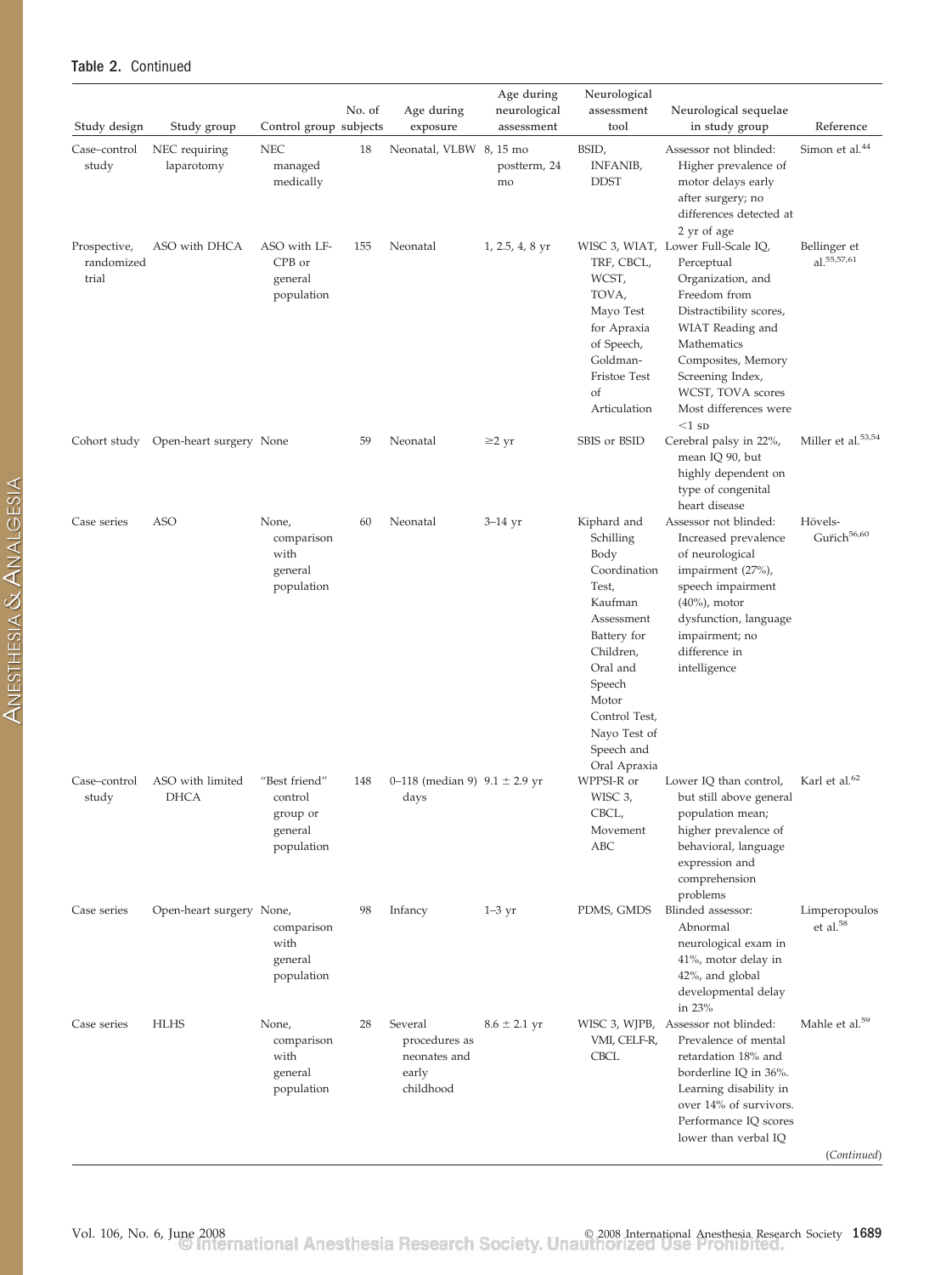**Table 2.** Continued

| Study design | Study group | Control group | No. of subjects | Age during exposure | Age during neurological assessment | Neurological assessment tool | Neurological sequelae in study group | Reference |
|---|---|---|---|---|---|---|---|---|
| Case–control study | NEC requiring laparotomy | NEC managed medically | 18 | Neonatal, VLBW | 8, 15 mo postterm, 24 mo | BSID, INFANIB, DDST | Assessor not blinded: Higher prevalence of motor delays early after surgery; no differences detected at 2 yr of age | Simon et al.[44] |
| Prospective, randomized trial | ASO with DHCA | ASO with LF-CPB or general population | 155 | Neonatal | 1, 2.5, 4, 8 yr | WISC 3, WIAT, TRF, CBCL, WCST, TOVA, Mayo Test for Apraxia of Speech, Goldman-Fristoe Test of Articulation | Lower Full-Scale IQ, Perceptual Organization, and Freedom from Distractibility scores, WIAT Reading and Mathematics Composites, Memory Screening Index, WCST, TOVA scores Most differences were <1 SD | Bellinger et al.[55,57,61] |
| Cohort study | Open-heart surgery | None | 59 | Neonatal | ≥2 yr | SBIS or BSID | Cerebral palsy in 22%, mean IQ 90, but highly dependent on type of congenital heart disease | Miller et al.[53,54] |
| Case series | ASO | None, comparison with general population | 60 | Neonatal | 3–14 yr | Kiphard and Schilling Body Coordination Test, Kaufman Assessment Battery for Children, Oral and Speech Motor Control Test, Nayo Test of Speech and Oral Apraxia | Assessor not blinded: Increased prevalence of neurological impairment (27%), speech impairment (40%), motor dysfunction, language impairment; no difference in intelligence | Hövels-Gurich[56,60] |
| Case–control study | ASO with limited DHCA | "Best friend" control group or general population | 148 | 0–118 (median 9) days | 9.1 ± 2.9 yr | WPPSI-R or WISC 3, CBCL, Movement ABC | Lower IQ than control, but still above general population mean; higher prevalence of behavioral, language expression and comprehension problems | Karl et al.[62] |
| Case series | Open-heart surgery | None, comparison with general population | 98 | Infancy | 1–3 yr | PDMS, GMDS | Blinded assessor: Abnormal neurological exam in 41%, motor delay in 42%, and global developmental delay in 23% | Limperopoulos et al.[58] |
| Case series | HLHS | None, comparison with general population | 28 | Several procedures as neonates and early childhood | 8.6 ± 2.1 yr | WISC 3, WJPB, VMI, CELF-R, CBCL | Assessor not blinded: Prevalence of mental retardation 18% and borderline IQ in 36%. Learning disability in over 14% of survivors. Performance IQ scores lower than verbal IQ | Mahle et al.[59] |

(Continued)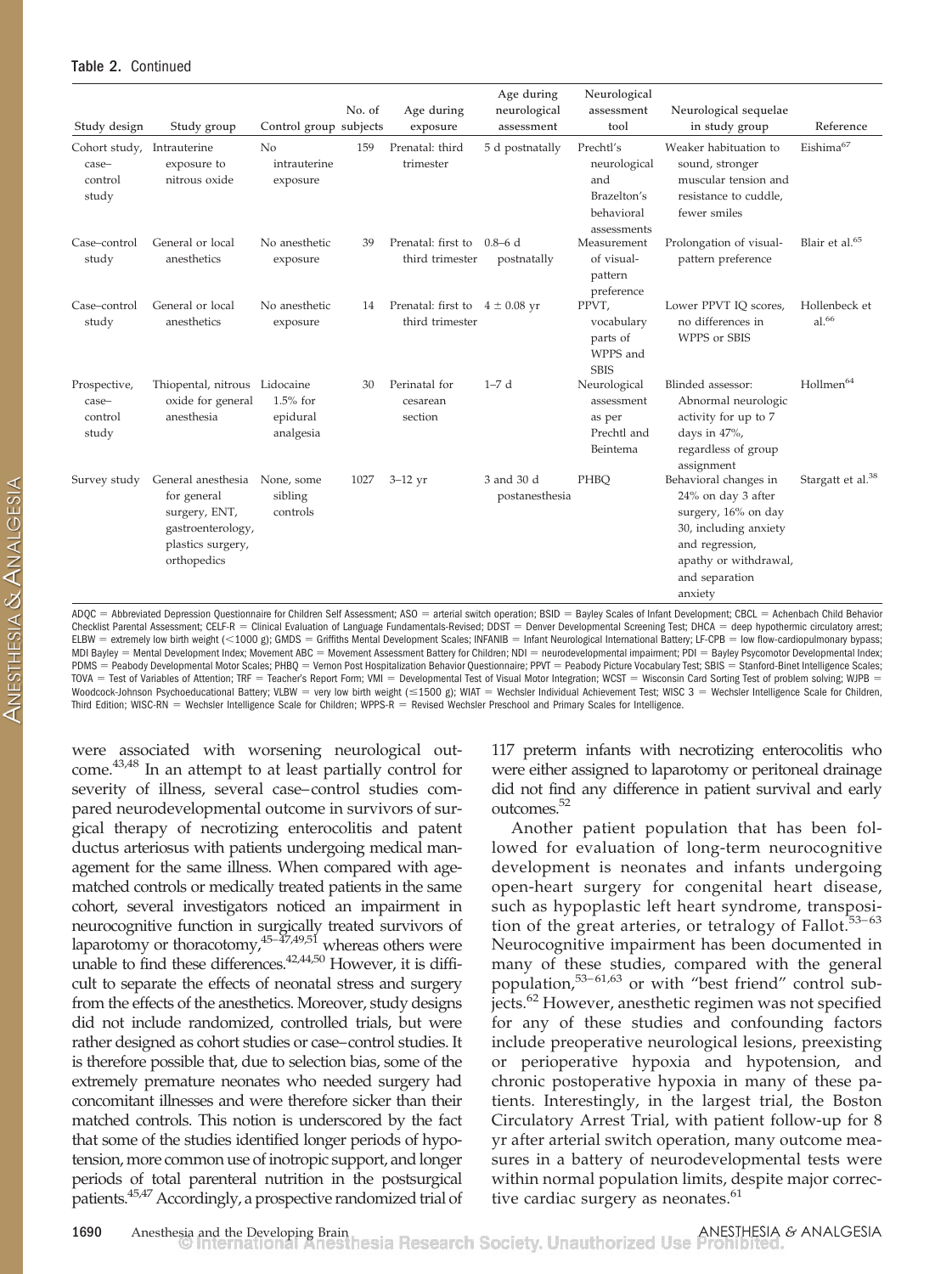**Table 2.** Continued

| Study design | Study group | Control group | No. of subjects | Age during exposure | Age during neurological assessment | Neurological assessment tool | Neurological sequelae in study group | Reference |
|---|---|---|---|---|---|---|---|---|
| Cohort study, case–control study | Intrauterine exposure to nitrous oxide | No intrauterine exposure | 159 | Prenatal: third trimester | 5 d postnatally | Prechtl's neurological and Brazelton's behavioral assessments | Weaker habituation to sound, stronger muscular tension and resistance to cuddle, fewer smiles | Eishima[67] |
| Case–control study | General or local anesthetics | No anesthetic exposure | 39 | Prenatal: first to third trimester | 0.8–6 d postnatally | Measurement of visual-pattern preference | Prolongation of visual-pattern preference | Blair et al.[65] |
| Case–control study | General or local anesthetics | No anesthetic exposure | 14 | Prenatal: first to third trimester | 4 ± 0.08 yr | PPVT, vocabulary parts of WPPS and SBIS | Lower PPVT IQ scores, no differences in WPPS or SBIS | Hollenbeck et al.[66] |
| Prospective, case–control study | Thiopental, nitrous oxide for general anesthesia | Lidocaine 1.5% for epidural analgesia | 30 | Perinatal for cesarean section | 1–7 d | Neurological assessment as per Prechtl and Beintema | Blinded assessor: Abnormal neurologic activity for up to 7 days in 47%, regardless of group assignment | Hollmen[64] |
| Survey study | General anesthesia for general surgery, ENT, gastroenterology, plastics surgery, orthopedics | None, some sibling controls | 1027 | 3–12 yr | 3 and 30 d postanesthesia | PHBQ | Behavioral changes in 24% on day 3 after surgery, 16% on day 30, including anxiety and regression, apathy or withdrawal, and separation anxiety | Stargatt et al.[38] |

ADQC = Abbreviated Depression Questionnaire for Children Self Assessment; ASO = arterial switch operation; BSID = Bayley Scales of Infant Development; CBCL = Achenbach Child Behavior Checklist Parental Assessment; CELF-R = Clinical Evaluation of Language Fundamentals-Revised; DDST = Denver Developmental Screening Test; DHCA = deep hypothermic circulatory arrest; ELBW = extremely low birth weight (<1000 g); GMDS = Griffiths Mental Development Scales; INFANIB = Infant Neurological International Battery; LF-CPB = low flow-cardiopulmonary bypass; MDI Bayley = Mental Development Index; Movement ABC = Movement Assessment Battery for Children; NDI = neurodevelopmental impairment; PDI = Bayley Psycomotor Developmental Index; PDMS = Peabody Developmental Motor Scales; PHBQ = Vernon Post Hospitalization Behavior Questionnaire; PPVT = Peabody Picture Vocabulary Test; SBIS = Stanford-Binet Intelligence Scales; TOVA = Test of Variables of Attention; TRF = Teacher's Report Form; VMI = Developmental Test of Visual Motor Integration; WCST = Wisconsin Card Sorting Test of problem solving; WJPB = Woodcock-Johnson Psychoeducational Battery; VLBW = very low birth weight (≤1500 g); WIAT = Wechsler Individual Achievement Test; WISC 3 = Wechsler Intelligence Scale for Children, Third Edition; WISC-RN = Wechsler Intelligence Scale for Children; WPPS-R = Revised Wechsler Preschool and Primary Scales for Intelligence.

were associated with worsening neurological outcome.[43,48] In an attempt to at least partially control for severity of illness, several case–control studies compared neurodevelopmental outcome in survivors of surgical therapy of necrotizing enterocolitis and patent ductus arteriosus with patients undergoing medical management for the same illness. When compared with age-matched controls or medically treated patients in the same cohort, several investigators noticed an impairment in neurocognitive function in surgically treated survivors of laparotomy or thoracotomy,[45–47,49,51] whereas others were unable to find these differences.[42,44,50] However, it is difficult to separate the effects of neonatal stress and surgery from the effects of the anesthetics. Moreover, study designs did not include randomized, controlled trials, but were rather designed as cohort studies or case–control studies. It is therefore possible that, due to selection bias, some of the extremely premature neonates who needed surgery had concomitant illnesses and were therefore sicker than their matched controls. This notion is underscored by the fact that some of the studies identified longer periods of hypotension, more common use of inotropic support, and longer periods of total parenteral nutrition in the postsurgical patients.[45,47] Accordingly, a prospective randomized trial of 117 preterm infants with necrotizing enterocolitis who were either assigned to laparotomy or peritoneal drainage did not find any difference in patient survival and early outcomes.[52]

Another patient population that has been followed for evaluation of long-term neurocognitive development is neonates and infants undergoing open-heart surgery for congenital heart disease, such as hypoplastic left heart syndrome, transposition of the great arteries, or tetralogy of Fallot.[53–63] Neurocognitive impairment has been documented in many of these studies, compared with the general population,[53–61,63] or with "best friend" control subjects.[62] However, anesthetic regimen was not specified for any of these studies and confounding factors include preoperative neurological lesions, preexisting or perioperative hypoxia and hypotension, and chronic postoperative hypoxia in many of these patients. Interestingly, in the largest trial, the Boston Circulatory Arrest Trial, with patient follow-up for 8 yr after arterial switch operation, many outcome measures in a battery of neurodevelopmental tests were within normal population limits, despite major corrective cardiac surgery as neonates.[61]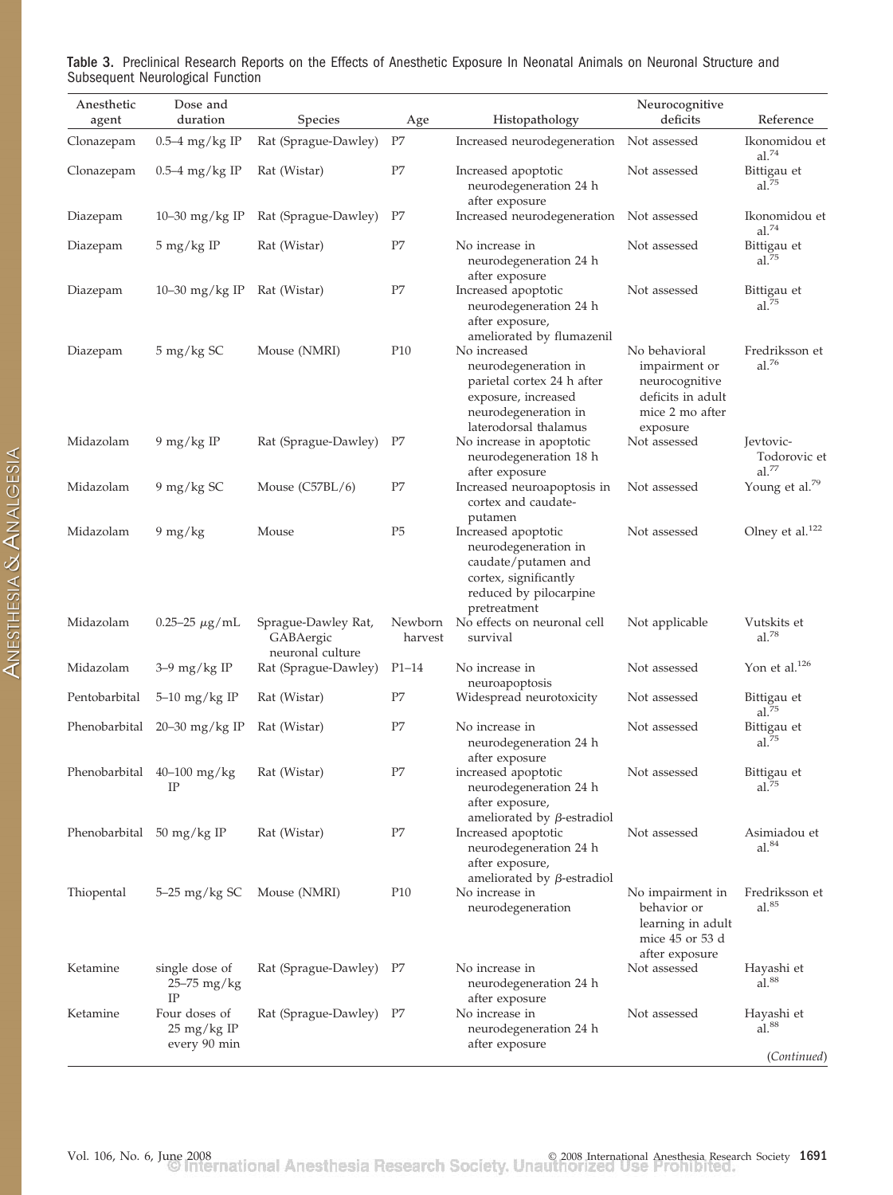**Table 3.** Preclinical Research Reports on the Effects of Anesthetic Exposure In Neonatal Animals on Neuronal Structure and Subsequent Neurological Function

| Anesthetic agent | Dose and duration | Species | Age | Histopathology | Neurocognitive deficits | Reference |
|---|---|---|---|---|---|---|
| Clonazepam | 0.5–4 mg/kg IP | Rat (Sprague-Dawley) | P7 | Increased neurodegeneration | Not assessed | Ikonomidou et al.[74] |
| Clonazepam | 0.5–4 mg/kg IP | Rat (Wistar) | P7 | Increased apoptotic neurodegeneration 24 h after exposure | Not assessed | Bittigau et al.[75] |
| Diazepam | 10–30 mg/kg IP | Rat (Sprague-Dawley) | P7 | Increased neurodegeneration | Not assessed | Ikonomidou et al.[74] |
| Diazepam | 5 mg/kg IP | Rat (Wistar) | P7 | No increase in neurodegeneration 24 h after exposure | Not assessed | Bittigau et al.[75] |
| Diazepam | 10–30 mg/kg IP | Rat (Wistar) | P7 | Increased apoptotic neurodegeneration 24 h after exposure, ameliorated by flumazenil | Not assessed | Bittigau et al.[75] |
| Diazepam | 5 mg/kg SC | Mouse (NMRI) | P10 | No increased neurodegeneration in parietal cortex 24 h after exposure, increased neurodegeneration in laterodorsal thalamus | No behavioral impairment or neurocognitive deficits in adult mice 2 mo after exposure | Fredriksson et al.[76] |
| Midazolam | 9 mg/kg IP | Rat (Sprague-Dawley) | P7 | No increase in apoptotic neurodegeneration 18 h after exposure | Not assessed | Jevtovic-Todorovic et al.[77] |
| Midazolam | 9 mg/kg SC | Mouse (C57BL/6) | P7 | Increased neuroapoptosis in cortex and caudate-putamen | Not assessed | Young et al.[79] |
| Midazolam | 9 mg/kg | Mouse | P5 | Increased apoptotic neurodegeneration in caudate/putamen and cortex, significantly reduced by pilocarpine pretreatment | Not assessed | Olney et al.[122] |
| Midazolam | 0.25–25 μg/mL | Sprague-Dawley Rat, GABAergic neuronal culture | Newborn harvest | No effects on neuronal cell survival | Not applicable | Vutskits et al.[78] |
| Midazolam | 3–9 mg/kg IP | Rat (Sprague-Dawley) | P1–14 | No increase in neuroapoptosis | Not assessed | Yon et al.[126] |
| Pentobarbital | 5–10 mg/kg IP | Rat (Wistar) | P7 | Widespread neurotoxicity | Not assessed | Bittigau et al.[75] |
| Phenobarbital | 20–30 mg/kg IP | Rat (Wistar) | P7 | No increase in neurodegeneration 24 h after exposure | Not assessed | Bittigau et al.[75] |
| Phenobarbital | 40–100 mg/kg IP | Rat (Wistar) | P7 | increased apoptotic neurodegeneration 24 h after exposure, ameliorated by β-estradiol | Not assessed | Bittigau et al.[75] |
| Phenobarbital | 50 mg/kg IP | Rat (Wistar) | P7 | Increased apoptotic neurodegeneration 24 h after exposure, ameliorated by β-estradiol | Not assessed | Asimiadou et al.[84] |
| Thiopental | 5–25 mg/kg SC | Mouse (NMRI) | P10 | No increase in neurodegeneration | No impairment in behavior or learning in adult mice 45 or 53 d after exposure | Fredriksson et al.[85] |
| Ketamine | single dose of 25–75 mg/kg IP | Rat (Sprague-Dawley) | P7 | No increase in neurodegeneration 24 h after exposure | Not assessed | Hayashi et al.[88] |
| Ketamine | Four doses of 25 mg/kg IP every 90 min | Rat (Sprague-Dawley) | P7 | No increase in neurodegeneration 24 h after exposure | Not assessed | Hayashi et al.[88] |

(*Continued*)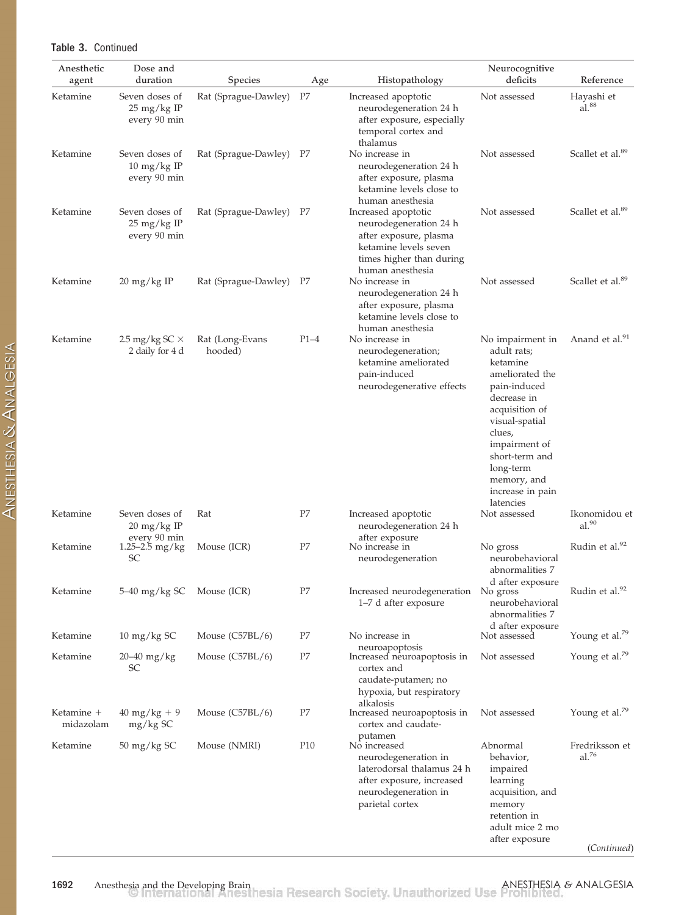**Table 3.** Continued

| Anesthetic agent | Dose and duration | Species | Age | Histopathology | Neurocognitive deficits | Reference |
|---|---|---|---|---|---|---|
| Ketamine | Seven doses of 25 mg/kg IP every 90 min | Rat (Sprague-Dawley) | P7 | Increased apoptotic neurodegeneration 24 h after exposure, especially temporal cortex and thalamus | Not assessed | Hayashi et al.[88] |
| Ketamine | Seven doses of 10 mg/kg IP every 90 min | Rat (Sprague-Dawley) | P7 | No increase in neurodegeneration 24 h after exposure, plasma ketamine levels close to human anesthesia | Not assessed | Scallet et al.[89] |
| Ketamine | Seven doses of 25 mg/kg IP every 90 min | Rat (Sprague-Dawley) | P7 | Increased apoptotic neurodegeneration 24 h after exposure, plasma ketamine levels seven times higher than during human anesthesia | Not assessed | Scallet et al.[89] |
| Ketamine | 20 mg/kg IP | Rat (Sprague-Dawley) | P7 | No increase in neurodegeneration 24 h after exposure, plasma ketamine levels close to human anesthesia | Not assessed | Scallet et al.[89] |
| Ketamine | 2.5 mg/kg SC × 2 daily for 4 d | Rat (Long-Evans hooded) | P1–4 | No increase in neurodegeneration; ketamine ameliorated pain-induced neurodegenerative effects | No impairment in adult rats; ketamine ameliorated the pain-induced decrease in acquisition of visual-spatial clues, impairment of short-term and long-term memory, and increase in pain latencies | Anand et al.[91] |
| Ketamine | Seven doses of 20 mg/kg IP every 90 min | Rat | P7 | Increased apoptotic neurodegeneration 24 h after exposure | Not assessed | Ikonomidou et al.[90] |
| Ketamine | 1.25–2.5 mg/kg SC | Mouse (ICR) | P7 | No increase in neurodegeneration | No gross neurobehavioral abnormalities 7 d after exposure | Rudin et al.[92] |
| Ketamine | 5–40 mg/kg SC | Mouse (ICR) | P7 | Increased neurodegeneration 1–7 d after exposure | No gross neurobehavioral abnormalities 7 d after exposure | Rudin et al.[92] |
| Ketamine | 10 mg/kg SC | Mouse (C57BL/6) | P7 | No increase in neuroapoptosis | Not assessed | Young et al.[79] |
| Ketamine | 20–40 mg/kg SC | Mouse (C57BL/6) | P7 | Increased neuroapoptosis in cortex and caudate-putamen; no hypoxia, but respiratory alkalosis | Not assessed | Young et al.[79] |
| Ketamine + midazolam | 40 mg/kg + 9 mg/kg SC | Mouse (C57BL/6) | P7 | Increased neuroapoptosis in cortex and caudate-putamen | Not assessed | Young et al.[79] |
| Ketamine | 50 mg/kg SC | Mouse (NMRI) | P10 | No increased neurodegeneration in laterodorsal thalamus 24 h after exposure, increased neurodegeneration in parietal cortex | Abnormal behavior, impaired learning acquisition, and memory retention in adult mice 2 mo after exposure | Fredriksson et al.[76] |

(*Continued*)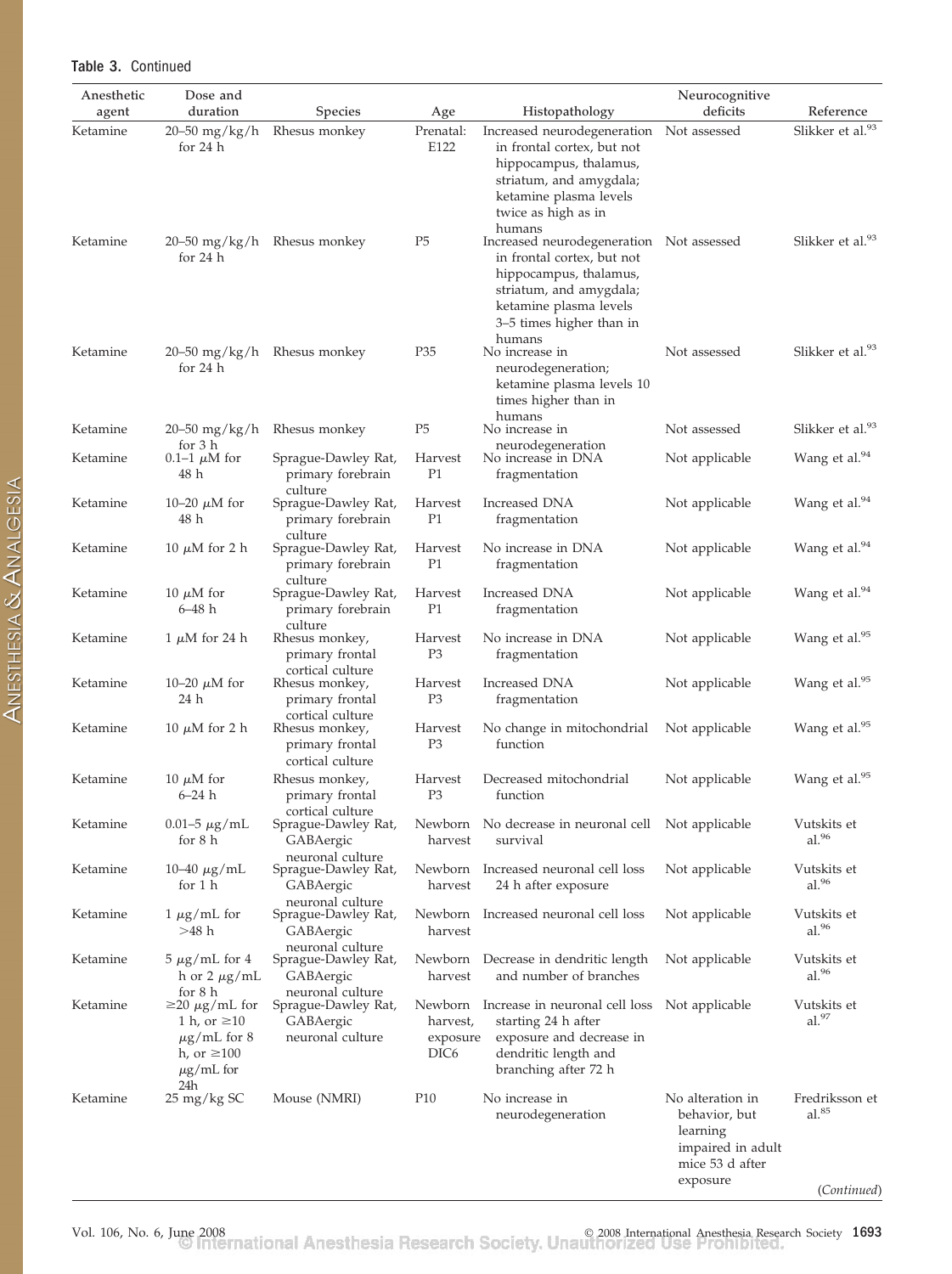**Table 3.** Continued

| Anesthetic agent | Dose and duration | Species | Age | Histopathology | Neurocognitive deficits | Reference |
|---|---|---|---|---|---|---|
| Ketamine | 20–50 mg/kg/h for 24 h | Rhesus monkey | Prenatal: E122 | Increased neurodegeneration in frontal cortex, but not hippocampus, thalamus, striatum, and amygdala; ketamine plasma levels twice as high as in humans | Not assessed | Slikker et al.[93] |
| Ketamine | 20–50 mg/kg/h for 24 h | Rhesus monkey | P5 | Increased neurodegeneration in frontal cortex, but not hippocampus, thalamus, striatum, and amygdala; ketamine plasma levels 3–5 times higher than in humans | Not assessed | Slikker et al.[93] |
| Ketamine | 20–50 mg/kg/h for 24 h | Rhesus monkey | P35 | No increase in neurodegeneration; ketamine plasma levels 10 times higher than in humans | Not assessed | Slikker et al.[93] |
| Ketamine | 20–50 mg/kg/h for 3 h | Rhesus monkey | P5 | No increase in neurodegeneration | Not assessed | Slikker et al.[93] |
| Ketamine | 0.1–1 $\mu$M for 48 h | Sprague-Dawley Rat, primary forebrain culture | Harvest P1 | No increase in DNA fragmentation | Not applicable | Wang et al.[94] |
| Ketamine | 10–20 $\mu$M for 48 h | Sprague-Dawley Rat, primary forebrain culture | Harvest P1 | Increased DNA fragmentation | Not applicable | Wang et al.[94] |
| Ketamine | 10 $\mu$M for 2 h | Sprague-Dawley Rat, primary forebrain culture | Harvest P1 | No increase in DNA fragmentation | Not applicable | Wang et al.[94] |
| Ketamine | 10 $\mu$M for 6–48 h | Sprague-Dawley Rat, primary forebrain culture | Harvest P1 | Increased DNA fragmentation | Not applicable | Wang et al.[94] |
| Ketamine | 1 $\mu$M for 24 h | Rhesus monkey, primary frontal cortical culture | Harvest P3 | No increase in DNA fragmentation | Not applicable | Wang et al.[95] |
| Ketamine | 10–20 $\mu$M for 24 h | Rhesus monkey, primary frontal cortical culture | Harvest P3 | Increased DNA fragmentation | Not applicable | Wang et al.[95] |
| Ketamine | 10 $\mu$M for 2 h | Rhesus monkey, primary frontal cortical culture | Harvest P3 | No change in mitochondrial function | Not applicable | Wang et al.[95] |
| Ketamine | 10 $\mu$M for 6–24 h | Rhesus monkey, primary frontal cortical culture | Harvest P3 | Decreased mitochondrial function | Not applicable | Wang et al.[95] |
| Ketamine | 0.01–5 $\mu$g/mL for 8 h | Sprague-Dawley Rat, GABAergic neuronal culture | Newborn harvest | No decrease in neuronal cell survival | Not applicable | Vutskits et al.[96] |
| Ketamine | 10–40 $\mu$g/mL for 1 h | Sprague-Dawley Rat, GABAergic neuronal culture | Newborn harvest | Increased neuronal cell loss 24 h after exposure | Not applicable | Vutskits et al.[96] |
| Ketamine | 1 $\mu$g/mL for >48 h | Sprague-Dawley Rat, GABAergic neuronal culture | Newborn harvest | Increased neuronal cell loss | Not applicable | Vutskits et al.[96] |
| Ketamine | 5 $\mu$g/mL for 4 h or 2 $\mu$g/mL for 8 h | Sprague-Dawley Rat, GABAergic neuronal culture | Newborn harvest | Decrease in dendritic length and number of branches | Not applicable | Vutskits et al.[96] |
| Ketamine | ≥20 $\mu$g/mL for 1 h, or ≥10 $\mu$g/mL for 8 h, or ≥100 $\mu$g/mL for 24h | Sprague-Dawley Rat, GABAergic neuronal culture | Newborn harvest, exposure DIC6 | Increase in neuronal cell loss starting 24 h after exposure and decrease in dendritic length and branching after 72 h | Not applicable | Vutskits et al.[97] |
| Ketamine | 25 mg/kg SC | Mouse (NMRI) | P10 | No increase in neurodegeneration | No alteration in behavior, but learning impaired in adult mice 53 d after exposure | Fredriksson et al.[85] |

(Continued)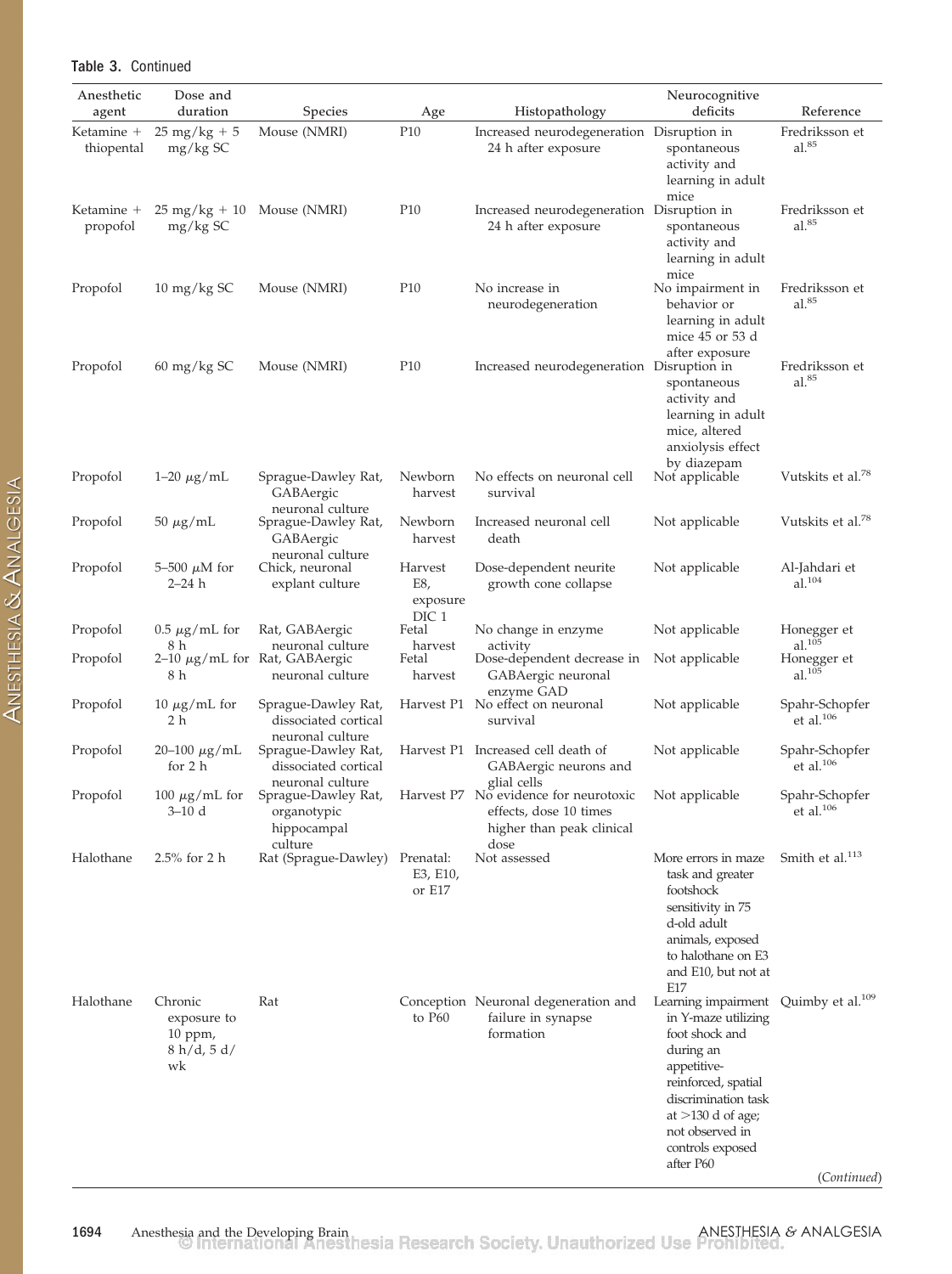**Table 3.** Continued

| Anesthetic agent | Dose and duration | Species | Age | Histopathology | Neurocognitive deficits | Reference |
|---|---|---|---|---|---|---|
| Ketamine + thiopental | 25 mg/kg + 5 mg/kg SC | Mouse (NMRI) | P10 | Increased neurodegeneration 24 h after exposure | Disruption in spontaneous activity and learning in adult mice | Fredriksson et al.[85] |
| Ketamine + propofol | 25 mg/kg + 10 mg/kg SC | Mouse (NMRI) | P10 | Increased neurodegeneration 24 h after exposure | Disruption in spontaneous activity and learning in adult mice | Fredriksson et al.[85] |
| Propofol | 10 mg/kg SC | Mouse (NMRI) | P10 | No increase in neurodegeneration | No impairment in behavior or learning in adult mice 45 or 53 d after exposure | Fredriksson et al.[85] |
| Propofol | 60 mg/kg SC | Mouse (NMRI) | P10 | Increased neurodegeneration | Disruption in spontaneous activity and learning in adult mice, altered anxiolysis effect by diazepam | Fredriksson et al.[85] |
| Propofol | 1–20 μg/mL | Sprague-Dawley Rat, GABAergic neuronal culture | Newborn harvest | No effects on neuronal cell survival | Not applicable | Vutskits et al.[78] |
| Propofol | 50 μg/mL | Sprague-Dawley Rat, GABAergic neuronal culture | Newborn harvest | Increased neuronal cell death | Not applicable | Vutskits et al.[78] |
| Propofol | 5–500 μM for 2–24 h | Chick, neuronal explant culture | Harvest E8, exposure DIC 1 | Dose-dependent neurite growth cone collapse | Not applicable | Al-Jahdari et al.[104] |
| Propofol | 0.5 μg/mL for 8 h | Rat, GABAergic neuronal culture | Fetal harvest | No change in enzyme activity | Not applicable | Honegger et al.[105] |
| Propofol | 2–10 μg/mL for 8 h | Rat, GABAergic neuronal culture | Fetal harvest | Dose-dependent decrease in GABAergic neuronal enzyme GAD | Not applicable | Honegger et al.[105] |
| Propofol | 10 μg/mL for 2 h | Sprague-Dawley Rat, dissociated cortical neuronal culture | Harvest P1 | No effect on neuronal survival | Not applicable | Spahr-Schopfer et al.[106] |
| Propofol | 20–100 μg/mL for 2 h | Sprague-Dawley Rat, dissociated cortical neuronal culture | Harvest P1 | Increased cell death of GABAergic neurons and glial cells | Not applicable | Spahr-Schopfer et al.[106] |
| Propofol | 100 μg/mL for 3–10 d | Sprague-Dawley Rat, organotypic hippocampal culture | Harvest P7 | No evidence for neurotoxic effects, dose 10 times higher than peak clinical dose | Not applicable | Spahr-Schopfer et al.[106] |
| Halothane | 2.5% for 2 h | Rat (Sprague-Dawley) | Prenatal: E3, E10, or E17 | Not assessed | More errors in maze task and greater footshock sensitivity in 75 d-old adult animals, exposed to halothane on E3 and E10, but not at E17 | Smith et al.[113] |
| Halothane | Chronic exposure to 10 ppm, 8 h/d, 5 d/wk | Rat | Conception to P60 | Neuronal degeneration and failure in synapse formation | Learning impairment in Y-maze utilizing foot shock and during an appetitive-reinforced, spatial discrimination task at >130 d of age; not observed in controls exposed after P60 | Quimby et al.[109] |

(*Continued*)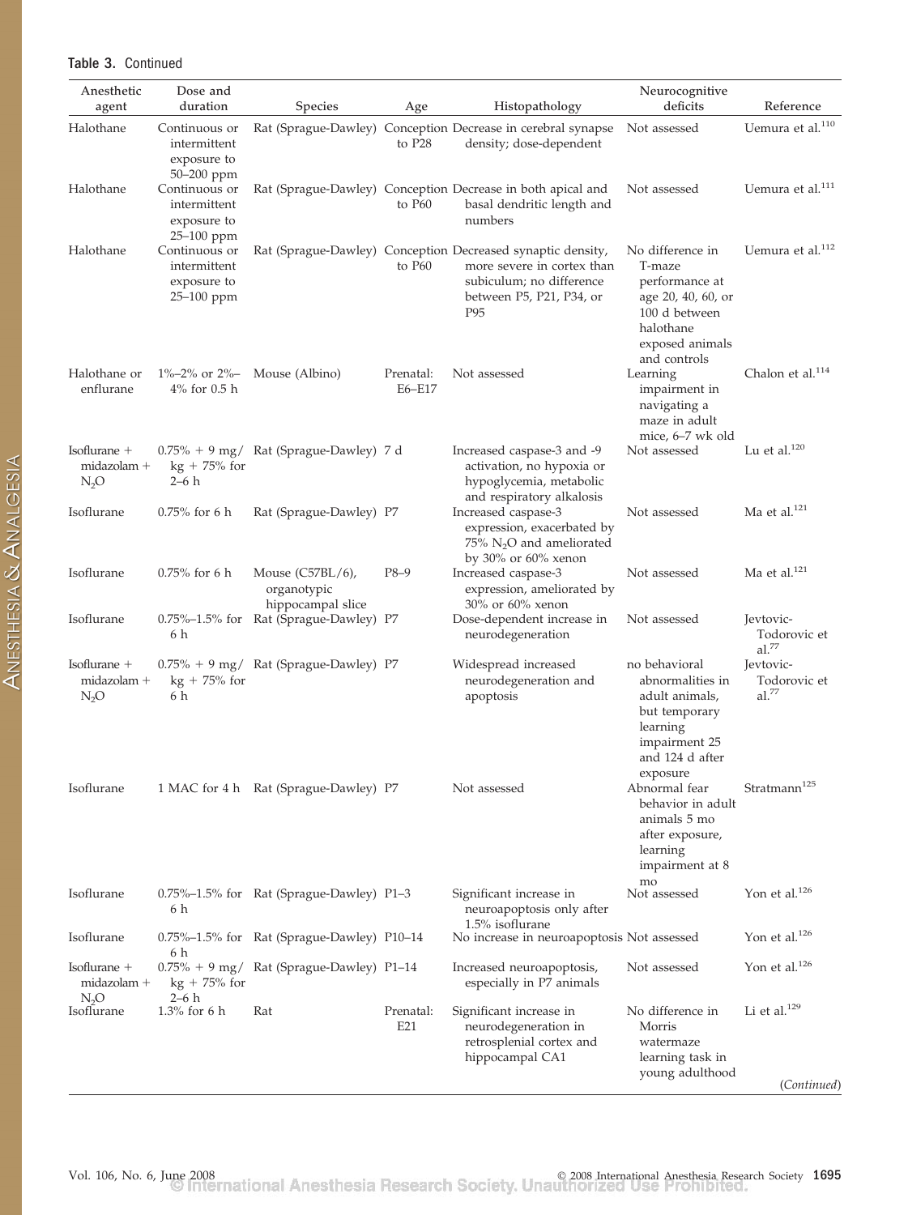**Table 3.** Continued

| Anesthetic agent | Dose and duration | Species | Age | Histopathology | Neurocognitive deficits | Reference |
|---|---|---|---|---|---|---|
| Halothane | Continuous or intermittent exposure to 50–200 ppm | Rat (Sprague-Dawley) | Conception to P28 | Decrease in cerebral synapse density; dose-dependent | Not assessed | Uemura et al.[110] |
| Halothane | Continuous or intermittent exposure to 25–100 ppm | Rat (Sprague-Dawley) | Conception to P60 | Decrease in both apical and basal dendritic length and numbers | Not assessed | Uemura et al.[111] |
| Halothane | Continuous or intermittent exposure to 25–100 ppm | Rat (Sprague-Dawley) | Conception to P60 | Decreased synaptic density, more severe in cortex than subiculum; no difference between P5, P21, P34, or P95 | No difference in T-maze performance at age 20, 40, 60, or 100 d between halothane exposed animals and controls | Uemura et al.[112] |
| Halothane or enflurane | 1%–2% or 2%–4% for 0.5 h | Mouse (Albino) | Prenatal: E6–E17 | Not assessed | Learning impairment in navigating a maze in adult mice, 6–7 wk old | Chalon et al.[114] |
| Isoflurane + midazolam + $N_2O$ | 0.75% + 9 mg/kg + 75% for 2–6 h | Rat (Sprague-Dawley) | 7 d | Increased caspase-3 and -9 activation, no hypoxia or hypoglycemia, metabolic and respiratory alkalosis | Not assessed | Lu et al.[120] |
| Isoflurane | 0.75% for 6 h | Rat (Sprague-Dawley) | P7 | Increased caspase-3 expression, exacerbated by 75% $N_2O$ and ameliorated by 30% or 60% xenon | Not assessed | Ma et al.[121] |
| Isoflurane | 0.75% for 6 h | Mouse (C57BL/6), organotypic hippocampal slice | P8–9 | Increased caspase-3 expression, ameliorated by 30% or 60% xenon | Not assessed | Ma et al.[121] |
| Isoflurane | 0.75%–1.5% for 6 h | Rat (Sprague-Dawley) | P7 | Dose-dependent increase in neurodegeneration | Not assessed | Jevtovic-Todorovic et al.[77] |
| Isoflurane + midazolam + $N_2O$ | 0.75% + 9 mg/kg + 75% for 6 h | Rat (Sprague-Dawley) | P7 | Widespread increased neurodegeneration and apoptosis | no behavioral abnormalities in adult animals, but temporary learning impairment 25 and 124 d after exposure | Jevtovic-Todorovic et al.[77] |
| Isoflurane | 1 MAC for 4 h | Rat (Sprague-Dawley) | P7 | Not assessed | Abnormal fear behavior in adult animals 5 mo after exposure, learning impairment at 8 mo | Stratmann[125] |
| Isoflurane | 0.75%–1.5% for 6 h | Rat (Sprague-Dawley) | P1–3 | Significant increase in neuroapoptosis only after 1.5% isoflurane | Not assessed | Yon et al.[126] |
| Isoflurane | 0.75%–1.5% for 6 h | Rat (Sprague-Dawley) | P10–14 | No increase in neuroapoptosis | Not assessed | Yon et al.[126] |
| Isoflurane + midazolam + $N_2O$ | 0.75% + 9 mg/kg + 75% for 2–6 h | Rat (Sprague-Dawley) | P1–14 | Increased neuroapoptosis, especially in P7 animals | Not assessed | Yon et al.[126] |
| Isoflurane | 1.3% for 6 h | Rat | Prenatal: E21 | Significant increase in neurodegeneration in retrosplenial cortex and hippocampal CA1 | No difference in Morris watermaze learning task in young adulthood | Li et al.[129] |

(*Continued*)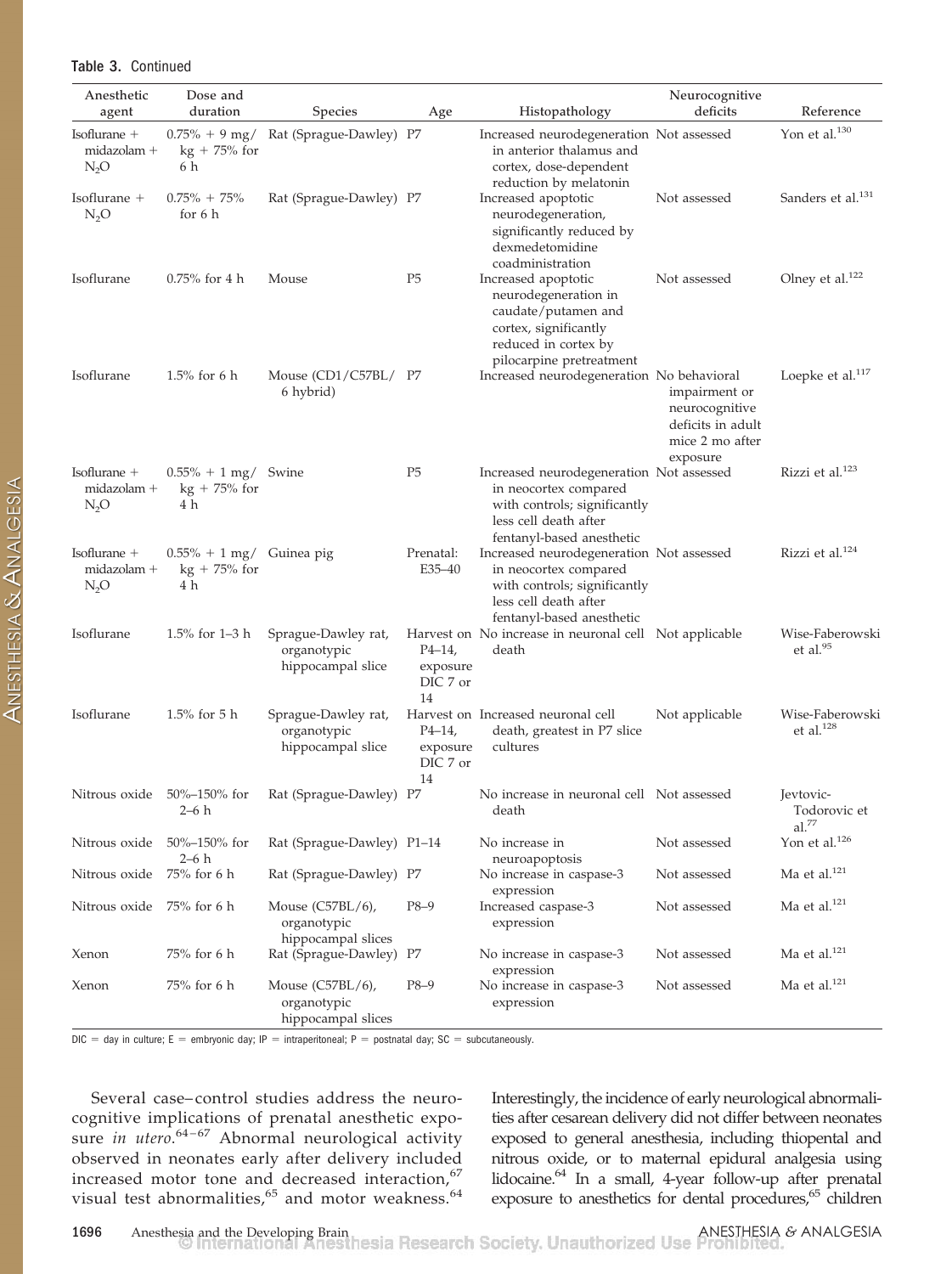**Table 3.** Continued

| Anesthetic agent | Dose and duration | Species | Age | Histopathology | Neurocognitive deficits | Reference |
|---|---|---|---|---|---|---|
| Isoflurane + midazolam + $N_2O$ | 0.75% + 9 mg/kg + 75% for 6 h | Rat (Sprague-Dawley) | P7 | Increased neurodegeneration in anterior thalamus and cortex, dose-dependent reduction by melatonin | Not assessed | Yon et al.[130] |
| Isoflurane + $N_2O$ | 0.75% + 75% for 6 h | Rat (Sprague-Dawley) | P7 | Increased apoptotic neurodegeneration, significantly reduced by dexmedetomidine coadministration | Not assessed | Sanders et al.[131] |
| Isoflurane | 0.75% for 4 h | Mouse | P5 | Increased apoptotic neurodegeneration in caudate/putamen and cortex, significantly reduced in cortex by pilocarpine pretreatment | Not assessed | Olney et al.[122] |
| Isoflurane | 1.5% for 6 h | Mouse (CD1/C57BL/6 hybrid) | P7 | Increased neurodegeneration | No behavioral impairment or neurocognitive deficits in adult mice 2 mo after exposure | Loepke et al.[117] |
| Isoflurane + midazolam + $N_2O$ | 0.55% + 1 mg/kg + 75% for 4 h | Swine | P5 | Increased neurodegeneration in neocortex compared with controls; significantly less cell death after fentanyl-based anesthetic | Not assessed | Rizzi et al.[123] |
| Isoflurane + midazolam + $N_2O$ | 0.55% + 1 mg/kg + 75% for 4 h | Guinea pig | Prenatal: E35–40 | Increased neurodegeneration in neocortex compared with controls; significantly less cell death after fentanyl-based anesthetic | Not assessed | Rizzi et al.[124] |
| Isoflurane | 1.5% for 1–3 h | Sprague-Dawley rat, organotypic hippocampal slice | Harvest on P4–14, exposure DIC 7 or 14 | No increase in neuronal cell death | Not applicable | Wise-Faberowski et al.[95] |
| Isoflurane | 1.5% for 5 h | Sprague-Dawley rat, organotypic hippocampal slice | Harvest on P4–14, exposure DIC 7 or 14 | Increased neuronal cell death, greatest in P7 slice cultures | Not applicable | Wise-Faberowski et al.[128] |
| Nitrous oxide | 50%–150% for 2–6 h | Rat (Sprague-Dawley) | P7 | No increase in neuronal cell death | Not assessed | Jevtovic-Todorovic et al.[77] |
| Nitrous oxide | 50%–150% for 2–6 h | Rat (Sprague-Dawley) | P1–14 | No increase in neuroapoptosis | Not assessed | Yon et al.[126] |
| Nitrous oxide | 75% for 6 h | Rat (Sprague-Dawley) | P7 | No increase in caspase-3 expression | Not assessed | Ma et al.[121] |
| Nitrous oxide | 75% for 6 h | Mouse (C57BL/6), organotypic hippocampal slices | P8–9 | Increased caspase-3 expression | Not assessed | Ma et al.[121] |
| Xenon | 75% for 6 h | Rat (Sprague-Dawley) | P7 | No increase in caspase-3 expression | Not assessed | Ma et al.[121] |
| Xenon | 75% for 6 h | Mouse (C57BL/6), organotypic hippocampal slices | P8–9 | No increase in caspase-3 expression | Not assessed | Ma et al.[121] |

DIC = day in culture; E = embryonic day; IP = intraperitoneal; P = postnatal day; SC = subcutaneously.

Several case–control studies address the neurocognitive implications of prenatal anesthetic exposure *in utero*.[64–67] Abnormal neurological activity observed in neonates early after delivery included increased motor tone and decreased interaction,[67] visual test abnormalities,[65] and motor weakness.[64] Interestingly, the incidence of early neurological abnormalities after cesarean delivery did not differ between neonates exposed to general anesthesia, including thiopental and nitrous oxide, or to maternal epidural analgesia using lidocaine.[64] In a small, 4-year follow-up after prenatal exposure to anesthetics for dental procedures,[65] children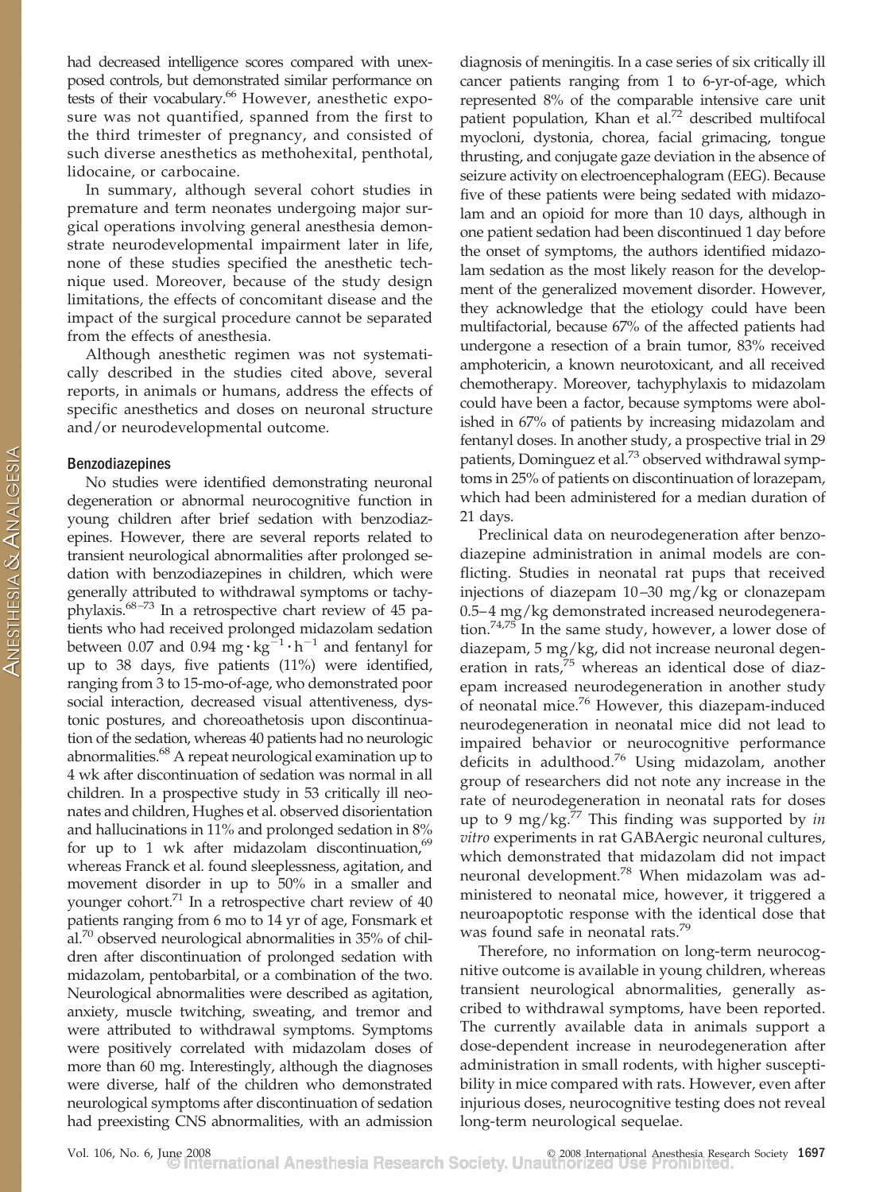had decreased intelligence scores compared with unexposed controls, but demonstrated similar performance on tests of their vocabulary.[66] However, anesthetic exposure was not quantified, spanned from the first to the third trimester of pregnancy, and consisted of such diverse anesthetics as methohexital, penthotal, lidocaine, or carbocaine.

In summary, although several cohort studies in premature and term neonates undergoing major surgical operations involving general anesthesia demonstrate neurodevelopmental impairment later in life, none of these studies specified the anesthetic technique used. Moreover, because of the study design limitations, the effects of concomitant disease and the impact of the surgical procedure cannot be separated from the effects of anesthesia.

Although anesthetic regimen was not systematically described in the studies cited above, several reports, in animals or humans, address the effects of specific anesthetics and doses on neuronal structure and/or neurodevelopmental outcome.

### Benzodiazepines

No studies were identified demonstrating neuronal degeneration or abnormal neurocognitive function in young children after brief sedation with benzodiazepines. However, there are several reports related to transient neurological abnormalities after prolonged sedation with benzodiazepines in children, which were generally attributed to withdrawal symptoms or tachyphylaxis.[68–73] In a retrospective chart review of 45 patients who had received prolonged midazolam sedation between 0.07 and 0.94 $mg \cdot kg^{-1} \cdot h^{-1}$ and fentanyl for up to 38 days, five patients (11%) were identified, ranging from 3 to 15-mo-of-age, who demonstrated poor social interaction, decreased visual attentiveness, dystonic postures, and choreoathetosis upon discontinuation of the sedation, whereas 40 patients had no neurologic abnormalities.[68] A repeat neurological examination up to 4 wk after discontinuation of sedation was normal in all children. In a prospective study in 53 critically ill neonates and children, Hughes et al. observed disorientation and hallucinations in 11% and prolonged sedation in 8% for up to 1 wk after midazolam discontinuation,[69] whereas Franck et al. found sleeplessness, agitation, and movement disorder in up to 50% in a smaller and younger cohort.[71] In a retrospective chart review of 40 patients ranging from 6 mo to 14 yr of age, Fonsmark et al.[70] observed neurological abnormalities in 35% of children after discontinuation of prolonged sedation with midazolam, pentobarbital, or a combination of the two. Neurological abnormalities were described as agitation, anxiety, muscle twitching, sweating, and tremor and were attributed to withdrawal symptoms. Symptoms were positively correlated with midazolam doses of more than 60 mg. Interestingly, although the diagnoses were diverse, half of the children who demonstrated neurological symptoms after discontinuation of sedation had preexisting CNS abnormalities, with an admission diagnosis of meningitis. In a case series of six critically ill cancer patients ranging from 1 to 6-yr-of-age, which represented 8% of the comparable intensive care unit patient population, Khan et al.[72] described multifocal myocloni, dystonia, chorea, facial grimacing, tongue thrusting, and conjugate gaze deviation in the absence of seizure activity on electroencephalogram (EEG). Because five of these patients were being sedated with midazolam and an opioid for more than 10 days, although in one patient sedation had been discontinued 1 day before the onset of symptoms, the authors identified midazolam sedation as the most likely reason for the development of the generalized movement disorder. However, they acknowledge that the etiology could have been multifactorial, because 67% of the affected patients had undergone a resection of a brain tumor, 83% received amphotericin, a known neurotoxicant, and all received chemotherapy. Moreover, tachyphylaxis to midazolam could have been a factor, because symptoms were abolished in 67% of patients by increasing midazolam and fentanyl doses. In another study, a prospective trial in 29 patients, Dominguez et al.[73] observed withdrawal symptoms in 25% of patients on discontinuation of lorazepam, which had been administered for a median duration of 21 days.

Preclinical data on neurodegeneration after benzodiazepine administration in animal models are conflicting. Studies in neonatal rat pups that received injections of diazepam 10–30 mg/kg or clonazepam 0.5–4 mg/kg demonstrated increased neurodegeneration.[74,75] In the same study, however, a lower dose of diazepam, 5 mg/kg, did not increase neuronal degeneration in rats,[75] whereas an identical dose of diazepam increased neurodegeneration in another study of neonatal mice.[76] However, this diazepam-induced neurodegeneration in neonatal mice did not lead to impaired behavior or neurocognitive performance deficits in adulthood.[76] Using midazolam, another group of researchers did not note any increase in the rate of neurodegeneration in neonatal rats for doses up to 9 mg/kg.[77] This finding was supported by *in vitro* experiments in rat GABAergic neuronal cultures, which demonstrated that midazolam did not impact neuronal development.[78] When midazolam was administered to neonatal mice, however, it triggered a neuroapoptotic response with the identical dose that was found safe in neonatal rats.[79]

Therefore, no information on long-term neurocognitive outcome is available in young children, whereas transient neurological abnormalities, generally ascribed to withdrawal symptoms, have been reported. The currently available data in animals support a dose-dependent increase in neurodegeneration after administration in small rodents, with higher susceptibility in mice compared with rats. However, even after injurious doses, neurocognitive testing does not reveal long-term neurological sequelae.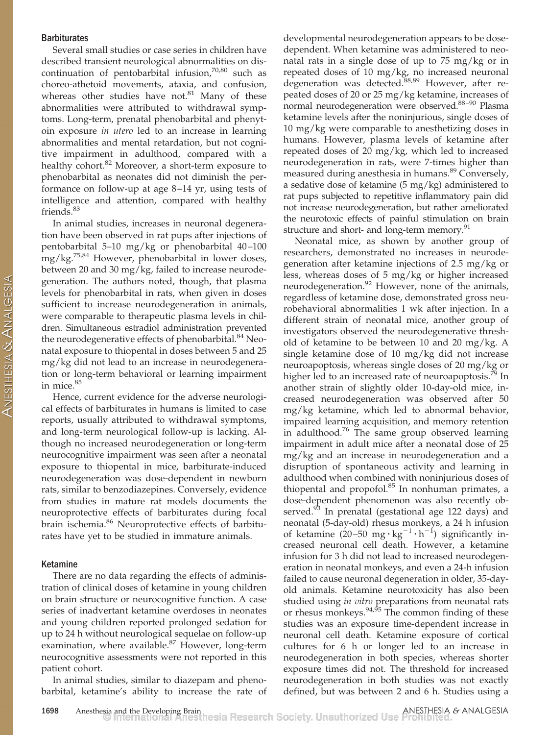### Barbiturates

Several small studies or case series in children have described transient neurological abnormalities on discontinuation of pentobarbital infusion,[70,80] such as choreo-athetoid movements, ataxia, and confusion, whereas other studies have not.[81] Many of these abnormalities were attributed to withdrawal symptoms. Long-term, prenatal phenobarbital and phenytoin exposure *in utero* led to an increase in learning abnormalities and mental retardation, but not cognitive impairment in adulthood, compared with a healthy cohort.[82] Moreover, a short-term exposure to phenobarbital as neonates did not diminish the performance on follow-up at age 8–14 yr, using tests of intelligence and attention, compared with healthy friends.[83]

In animal studies, increases in neuronal degeneration have been observed in rat pups after injections of pentobarbital 5–10 mg/kg or phenobarbital 40–100 mg/kg.[75,84] However, phenobarbital in lower doses, between 20 and 30 mg/kg, failed to increase neurodegeneration. The authors noted, though, that plasma levels for phenobarbital in rats, when given in doses sufficient to increase neurodegeneration in animals, were comparable to therapeutic plasma levels in children. Simultaneous estradiol administration prevented the neurodegenerative effects of phenobarbital.[84] Neonatal exposure to thiopental in doses between 5 and 25 mg/kg did not lead to an increase in neurodegeneration or long-term behavioral or learning impairment in mice.[85]

Hence, current evidence for the adverse neurological effects of barbiturates in humans is limited to case reports, usually attributed to withdrawal symptoms, and long-term neurological follow-up is lacking. Although no increased neurodegeneration or long-term neurocognitive impairment was seen after a neonatal exposure to thiopental in mice, barbiturate-induced neurodegeneration was dose-dependent in newborn rats, similar to benzodiazepines. Conversely, evidence from studies in mature rat models documents the neuroprotective effects of barbiturates during focal brain ischemia.[86] Neuroprotective effects of barbiturates have yet to be studied in immature animals.

### Ketamine

There are no data regarding the effects of administration of clinical doses of ketamine in young children on brain structure or neurocognitive function. A case series of inadvertant ketamine overdoses in neonates and young children reported prolonged sedation for up to 24 h without neurological sequelae on follow-up examination, where available.[87] However, long-term neurocognitive assessments were not reported in this patient cohort.

In animal studies, similar to diazepam and phenobarbital, ketamine's ability to increase the rate of developmental neurodegeneration appears to be dose-dependent. When ketamine was administered to neonatal rats in a single dose of up to 75 mg/kg or in repeated doses of 10 mg/kg, no increased neuronal degeneration was detected.[88,89] However, after repeated doses of 20 or 25 mg/kg ketamine, increases of normal neurodegeneration were observed.[88–90] Plasma ketamine levels after the noninjurious, single doses of 10 mg/kg were comparable to anesthetizing doses in humans. However, plasma levels of ketamine after repeated doses of 20 mg/kg, which led to increased neurodegeneration in rats, were 7-times higher than measured during anesthesia in humans.[89] Conversely, a sedative dose of ketamine (5 mg/kg) administered to rat pups subjected to repetitive inflammatory pain did not increase neurodegeneration, but rather ameliorated the neurotoxic effects of painful stimulation on brain structure and short- and long-term memory.[91]

Neonatal mice, as shown by another group of researchers, demonstrated no increases in neurodegeneration after ketamine injections of 2.5 mg/kg or less, whereas doses of 5 mg/kg or higher increased neurodegeneration.[92] However, none of the animals, regardless of ketamine dose, demonstrated gross neurobehavioral abnormalities 1 wk after injection. In a different strain of neonatal mice, another group of investigators observed the neurodegenerative threshold of ketamine to be between 10 and 20 mg/kg. A single ketamine dose of 10 mg/kg did not increase neuroapoptosis, whereas single doses of 20 mg/kg or higher led to an increased rate of neuroapoptosis.[79] In another strain of slightly older 10-day-old mice, increased neurodegeneration was observed after 50 mg/kg ketamine, which led to abnormal behavior, impaired learning acquisition, and memory retention in adulthood.[76] The same group observed learning impairment in adult mice after a neonatal dose of 25 mg/kg and an increase in neurodegeneration and a disruption of spontaneous activity and learning in adulthood when combined with noninjurious doses of thiopental and propofol.[85] In nonhuman primates, a dose-dependent phenomenon was also recently observed.[93] In prenatal (gestational age 122 days) and neonatal (5-day-old) rhesus monkeys, a 24 h infusion of ketamine (20–50 $mg \cdot kg^{-1} \cdot h^{-1}$) significantly increased neuronal cell death. However, a ketamine infusion for 3 h did not lead to increased neurodegeneration in neonatal monkeys, and even a 24-h infusion failed to cause neuronal degeneration in older, 35-day-old animals. Ketamine neurotoxicity has also been studied using *in vitro* preparations from neonatal rats or rhesus monkeys.[94,95] The common finding of these studies was an exposure time-dependent increase in neuronal cell death. Ketamine exposure of cortical cultures for 6 h or longer led to an increase in neurodegeneration in both species, whereas shorter exposure times did not. The threshold for increased neurodegeneration in both studies was not exactly defined, but was between 2 and 6 h. Studies using a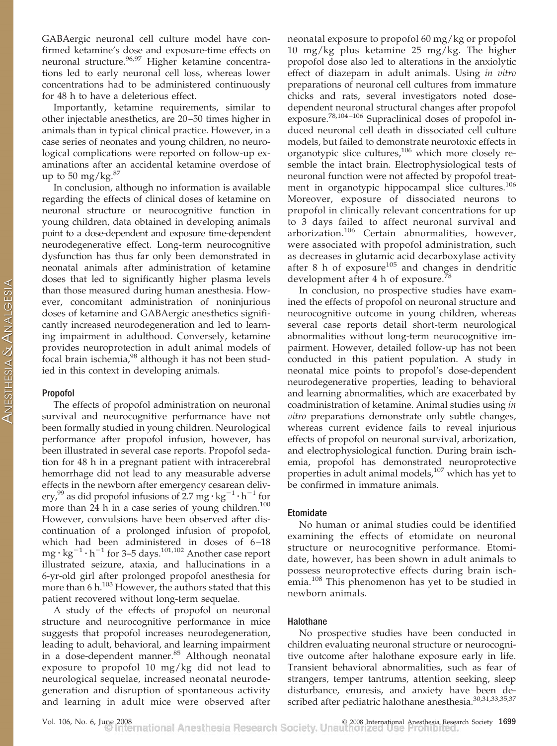GABAergic neuronal cell culture model have confirmed ketamine's dose and exposure-time effects on neuronal structure.[96,97] Higher ketamine concentrations led to early neuronal cell loss, whereas lower concentrations had to be administered continuously for 48 h to have a deleterious effect.

Importantly, ketamine requirements, similar to other injectable anesthetics, are 20–50 times higher in animals than in typical clinical practice. However, in a case series of neonates and young children, no neurological complications were reported on follow-up examinations after an accidental ketamine overdose of up to 50 mg/kg.[87]

In conclusion, although no information is available regarding the effects of clinical doses of ketamine on neuronal structure or neurocognitive function in young children, data obtained in developing animals point to a dose-dependent and exposure time-dependent neurodegenerative effect. Long-term neurocognitive dysfunction has thus far only been demonstrated in neonatal animals after administration of ketamine doses that led to significantly higher plasma levels than those measured during human anesthesia. However, concomitant administration of noninjurious doses of ketamine and GABAergic anesthetics significantly increased neurodegeneration and led to learning impairment in adulthood. Conversely, ketamine provides neuroprotection in adult animal models of focal brain ischemia,[98] although it has not been studied in this context in developing animals.

### Propofol

The effects of propofol administration on neuronal survival and neurocognitive performance have not been formally studied in young children. Neurological performance after propofol infusion, however, has been illustrated in several case reports. Propofol sedation for 48 h in a pregnant patient with intracerebral hemorrhage did not lead to any measurable adverse effects in the newborn after emergency cesarean delivery,[99] as did propofol infusions of 2.7 $mg \cdot kg^{-1} \cdot h^{-1}$ for more than 24 h in a case series of young children.[100] However, convulsions have been observed after discontinuation of a prolonged infusion of propofol, which had been administered in doses of 6–18 $mg \cdot kg^{-1} \cdot h^{-1}$ for 3–5 days.[101,102] Another case report illustrated seizure, ataxia, and hallucinations in a 6-yr-old girl after prolonged propofol anesthesia for more than 6 h.[103] However, the authors stated that this patient recovered without long-term sequelae.

A study of the effects of propofol on neuronal structure and neurocognitive performance in mice suggests that propofol increases neurodegeneration, leading to adult, behavioral, and learning impairment in a dose-dependent manner.[85] Although neonatal exposure to propofol 10 mg/kg did not lead to neurological sequelae, increased neonatal neurodegeneration and disruption of spontaneous activity and learning in adult mice were observed after neonatal exposure to propofol 60 mg/kg or propofol 10 mg/kg plus ketamine 25 mg/kg. The higher propofol dose also led to alterations in the anxiolytic effect of diazepam in adult animals. Using *in vitro* preparations of neuronal cell cultures from immature chicks and rats, several investigators noted dose-dependent neuronal structural changes after propofol exposure.[78,104–106] Supraclinical doses of propofol induced neuronal cell death in dissociated cell culture models, but failed to demonstrate neurotoxic effects in organotypic slice cultures,[106] which more closely resemble the intact brain. Electrophysiological tests of neuronal function were not affected by propofol treatment in organotypic hippocampal slice cultures.[106] Moreover, exposure of dissociated neurons to propofol in clinically relevant concentrations for up to 3 days failed to affect neuronal survival and arborization.[106] Certain abnormalities, however, were associated with propofol administration, such as decreases in glutamic acid decarboxylase activity after 8 h of exposure[105] and changes in dendritic development after 4 h of exposure.[78]

In conclusion, no prospective studies have examined the effects of propofol on neuronal structure and neurocognitive outcome in young children, whereas several case reports detail short-term neurological abnormalities without long-term neurocognitive impairment. However, detailed follow-up has not been conducted in this patient population. A study in neonatal mice points to propofol's dose-dependent neurodegenerative properties, leading to behavioral and learning abnormalities, which are exacerbated by coadministration of ketamine. Animal studies using *in vitro* preparations demonstrate only subtle changes, whereas current evidence fails to reveal injurious effects of propofol on neuronal survival, arborization, and electrophysiological function. During brain ischemia, propofol has demonstrated neuroprotective properties in adult animal models,[107] which has yet to be confirmed in immature animals.

### Etomidate

No human or animal studies could be identified examining the effects of etomidate on neuronal structure or neurocognitive performance. Etomidate, however, has been shown in adult animals to possess neuroprotective effects during brain ischemia.[108] This phenomenon has yet to be studied in newborn animals.

### Halothane

No prospective studies have been conducted in children evaluating neuronal structure or neurocognitive outcome after halothane exposure early in life. Transient behavioral abnormalities, such as fear of strangers, temper tantrums, attention seeking, sleep disturbance, enuresis, and anxiety have been described after pediatric halothane anesthesia.[30,31,33,35,37]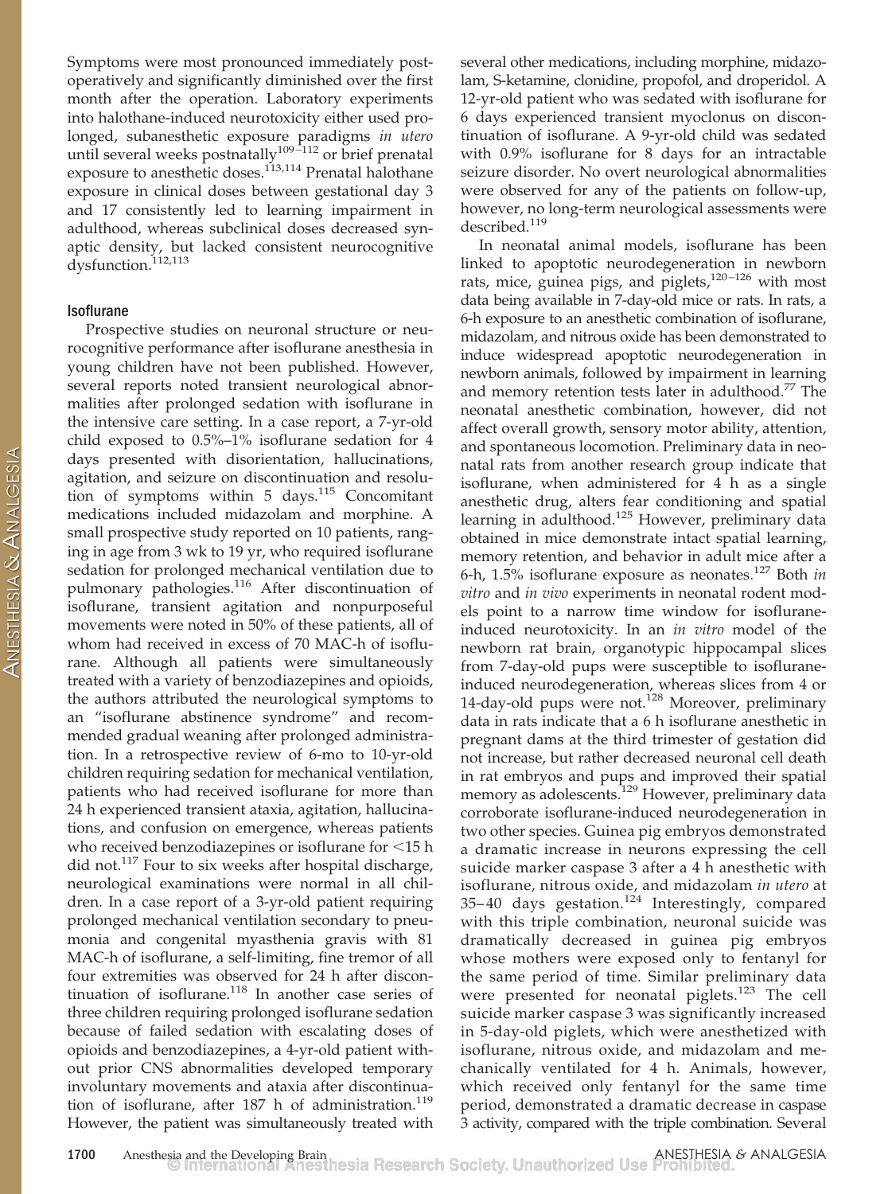Symptoms were most pronounced immediately postoperatively and significantly diminished over the first month after the operation. Laboratory experiments into halothane-induced neurotoxicity either used prolonged, subanesthetic exposure paradigms *in utero* until several weeks postnatally[109–112] or brief prenatal exposure to anesthetic doses.[113,114] Prenatal halothane exposure in clinical doses between gestational day 3 and 17 consistently led to learning impairment in adulthood, whereas subclinical doses decreased synaptic density, but lacked consistent neurocognitive dysfunction.[112,113]

### Isoflurane

Prospective studies on neuronal structure or neurocognitive performance after isoflurane anesthesia in young children have not been published. However, several reports noted transient neurological abnormalities after prolonged sedation with isoflurane in the intensive care setting. In a case report, a 7-yr-old child exposed to 0.5%–1% isoflurane sedation for 4 days presented with disorientation, hallucinations, agitation, and seizure on discontinuation and resolution of symptoms within 5 days.[115] Concomitant medications included midazolam and morphine. A small prospective study reported on 10 patients, ranging in age from 3 wk to 19 yr, who required isoflurane sedation for prolonged mechanical ventilation due to pulmonary pathologies.[116] After discontinuation of isoflurane, transient agitation and nonpurposeful movements were noted in 50% of these patients, all of whom had received in excess of 70 MAC-h of isoflurane. Although all patients were simultaneously treated with a variety of benzodiazepines and opioids, the authors attributed the neurological symptoms to an "isoflurane abstinence syndrome" and recommended gradual weaning after prolonged administration. In a retrospective review of 6-mo to 10-yr-old children requiring sedation for mechanical ventilation, patients who had received isoflurane for more than 24 h experienced transient ataxia, agitation, hallucinations, and confusion on emergence, whereas patients who received benzodiazepines or isoflurane for <15 h did not.[117] Four to six weeks after hospital discharge, neurological examinations were normal in all children. In a case report of a 3-yr-old patient requiring prolonged mechanical ventilation secondary to pneumonia and congenital myasthenia gravis with 81 MAC-h of isoflurane, a self-limiting, fine tremor of all four extremities was observed for 24 h after discontinuation of isoflurane.[118] In another case series of three children requiring prolonged isoflurane sedation because of failed sedation with escalating doses of opioids and benzodiazepines, a 4-yr-old patient without prior CNS abnormalities developed temporary involuntary movements and ataxia after discontinuation of isoflurane, after 187 h of administration.[119] However, the patient was simultaneously treated with several other medications, including morphine, midazolam, S-ketamine, clonidine, propofol, and droperidol. A 12-yr-old patient who was sedated with isoflurane for 6 days experienced transient myoclonus on discontinuation of isoflurane. A 9-yr-old child was sedated with 0.9% isoflurane for 8 days for an intractable seizure disorder. No overt neurological abnormalities were observed for any of the patients on follow-up, however, no long-term neurological assessments were described.[119]

In neonatal animal models, isoflurane has been linked to apoptotic neurodegeneration in newborn rats, mice, guinea pigs, and piglets,[120–126] with most data being available in 7-day-old mice or rats. In rats, a 6-h exposure to an anesthetic combination of isoflurane, midazolam, and nitrous oxide has been demonstrated to induce widespread apoptotic neurodegeneration in newborn animals, followed by impairment in learning and memory retention tests later in adulthood.[77] The neonatal anesthetic combination, however, did not affect overall growth, sensory motor ability, attention, and spontaneous locomotion. Preliminary data in neonatal rats from another research group indicate that isoflurane, when administered for 4 h as a single anesthetic drug, alters fear conditioning and spatial learning in adulthood.[125] However, preliminary data obtained in mice demonstrate intact spatial learning, memory retention, and behavior in adult mice after a 6-h, 1.5% isoflurane exposure as neonates.[127] Both *in vitro* and *in vivo* experiments in neonatal rodent models point to a narrow time window for isoflurane-induced neurotoxicity. In an *in vitro* model of the newborn rat brain, organotypic hippocampal slices from 7-day-old pups were susceptible to isoflurane-induced neurodegeneration, whereas slices from 4 or 14-day-old pups were not.[128] Moreover, preliminary data in rats indicate that a 6 h isoflurane anesthetic in pregnant dams at the third trimester of gestation did not increase, but rather decreased neuronal cell death in rat embryos and pups and improved their spatial memory as adolescents.[129] However, preliminary data corroborate isoflurane-induced neurodegeneration in two other species. Guinea pig embryos demonstrated a dramatic increase in neurons expressing the cell suicide marker caspase 3 after a 4 h anesthetic with isoflurane, nitrous oxide, and midazolam *in utero* at 35–40 days gestation.[124] Interestingly, compared with this triple combination, neuronal suicide was dramatically decreased in guinea pig embryos whose mothers were exposed only to fentanyl for the same period of time. Similar preliminary data were presented for neonatal piglets.[123] The cell suicide marker caspase 3 was significantly increased in 5-day-old piglets, which were anesthetized with isoflurane, nitrous oxide, and midazolam and mechanically ventilated for 4 h. Animals, however, which received only fentanyl for the same time period, demonstrated a dramatic decrease in caspase 3 activity, compared with the triple combination. Several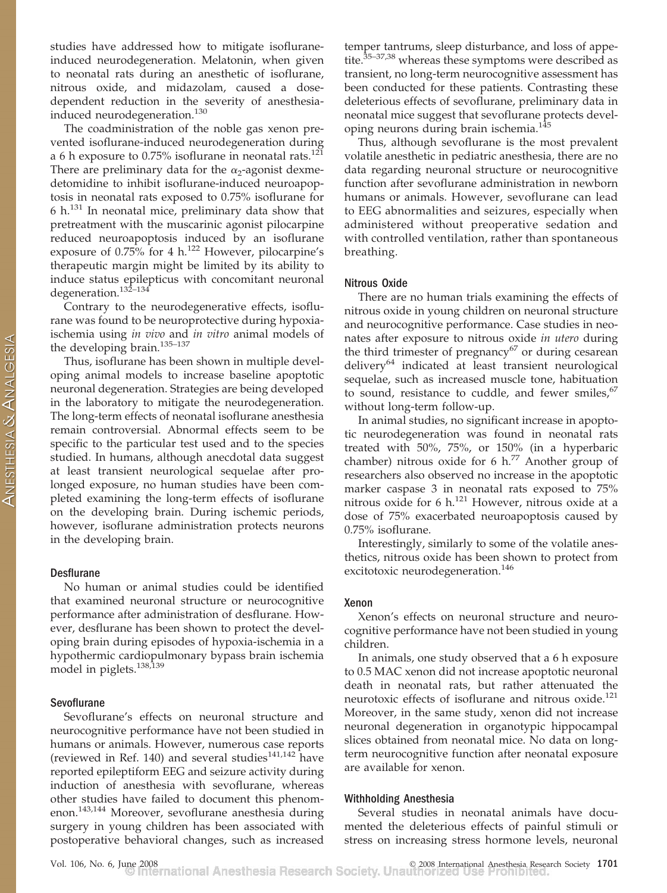studies have addressed how to mitigate isoflurane-induced neurodegeneration. Melatonin, when given to neonatal rats during an anesthetic of isoflurane, nitrous oxide, and midazolam, caused a dose-dependent reduction in the severity of anesthesia-induced neurodegeneration.[130]

The coadministration of the noble gas xenon prevented isoflurane-induced neurodegeneration during a 6 h exposure to 0.75% isoflurane in neonatal rats.[121] There are preliminary data for the $\alpha_2$-agonist dexmedetomidine to inhibit isoflurane-induced neuroapoptosis in neonatal rats exposed to 0.75% isoflurane for 6 h.[131] In neonatal mice, preliminary data show that pretreatment with the muscarinic agonist pilocarpine reduced neuroapoptosis induced by an isoflurane exposure of 0.75% for 4 h.[122] However, pilocarpine's therapeutic margin might be limited by its ability to induce status epilepticus with concomitant neuronal degeneration.[132–134]

Contrary to the neurodegenerative effects, isoflurane was found to be neuroprotective during hypoxia-ischemia using *in vivo* and *in vitro* animal models of the developing brain.[135–137]

Thus, isoflurane has been shown in multiple developing animal models to increase baseline apoptotic neuronal degeneration. Strategies are being developed in the laboratory to mitigate the neurodegeneration. The long-term effects of neonatal isoflurane anesthesia remain controversial. Abnormal effects seem to be specific to the particular test used and to the species studied. In humans, although anecdotal data suggest at least transient neurological sequelae after prolonged exposure, no human studies have been completed examining the long-term effects of isoflurane on the developing brain. During ischemic periods, however, isoflurane administration protects neurons in the developing brain.

### Desflurane

No human or animal studies could be identified that examined neuronal structure or neurocognitive performance after administration of desflurane. However, desflurane has been shown to protect the developing brain during episodes of hypoxia-ischemia in a hypothermic cardiopulmonary bypass brain ischemia model in piglets.[138,139]

### Sevoflurane

Sevoflurane's effects on neuronal structure and neurocognitive performance have not been studied in humans or animals. However, numerous case reports (reviewed in Ref. 140) and several studies[141,142] have reported epileptiform EEG and seizure activity during induction of anesthesia with sevoflurane, whereas other studies have failed to document this phenomenon.[143,144] Moreover, sevoflurane anesthesia during surgery in young children has been associated with postoperative behavioral changes, such as increased temper tantrums, sleep disturbance, and loss of appetite.[35–37,38] whereas these symptoms were described as transient, no long-term neurocognitive assessment has been conducted for these patients. Contrasting these deleterious effects of sevoflurane, preliminary data in neonatal mice suggest that sevoflurane protects developing neurons during brain ischemia.[145]

Thus, although sevoflurane is the most prevalent volatile anesthetic in pediatric anesthesia, there are no data regarding neuronal structure or neurocognitive function after sevoflurane administration in newborn humans or animals. However, sevoflurane can lead to EEG abnormalities and seizures, especially when administered without preoperative sedation and with controlled ventilation, rather than spontaneous breathing.

### Nitrous Oxide

There are no human trials examining the effects of nitrous oxide in young children on neuronal structure and neurocognitive performance. Case studies in neonates after exposure to nitrous oxide *in utero* during the third trimester of pregnancy[67] or during cesarean delivery[64] indicated at least transient neurological sequelae, such as increased muscle tone, habituation to sound, resistance to cuddle, and fewer smiles,[67] without long-term follow-up.

In animal studies, no significant increase in apoptotic neurodegeneration was found in neonatal rats treated with 50%, 75%, or 150% (in a hyperbaric chamber) nitrous oxide for 6 h.[77] Another group of researchers also observed no increase in the apoptotic marker caspase 3 in neonatal rats exposed to 75% nitrous oxide for 6 h.[121] However, nitrous oxide at a dose of 75% exacerbated neuroapoptosis caused by 0.75% isoflurane.

Interestingly, similarly to some of the volatile anesthetics, nitrous oxide has been shown to protect from excitotoxic neurodegeneration.[146]

### Xenon

Xenon's effects on neuronal structure and neurocognitive performance have not been studied in young children.

In animals, one study observed that a 6 h exposure to 0.5 MAC xenon did not increase apoptotic neuronal death in neonatal rats, but rather attenuated the neurotoxic effects of isoflurane and nitrous oxide.[121] Moreover, in the same study, xenon did not increase neuronal degeneration in organotypic hippocampal slices obtained from neonatal mice. No data on long-term neurocognitive function after neonatal exposure are available for xenon.

### Withholding Anesthesia

Several studies in neonatal animals have documented the deleterious effects of painful stimuli or stress on increasing stress hormone levels, neuronal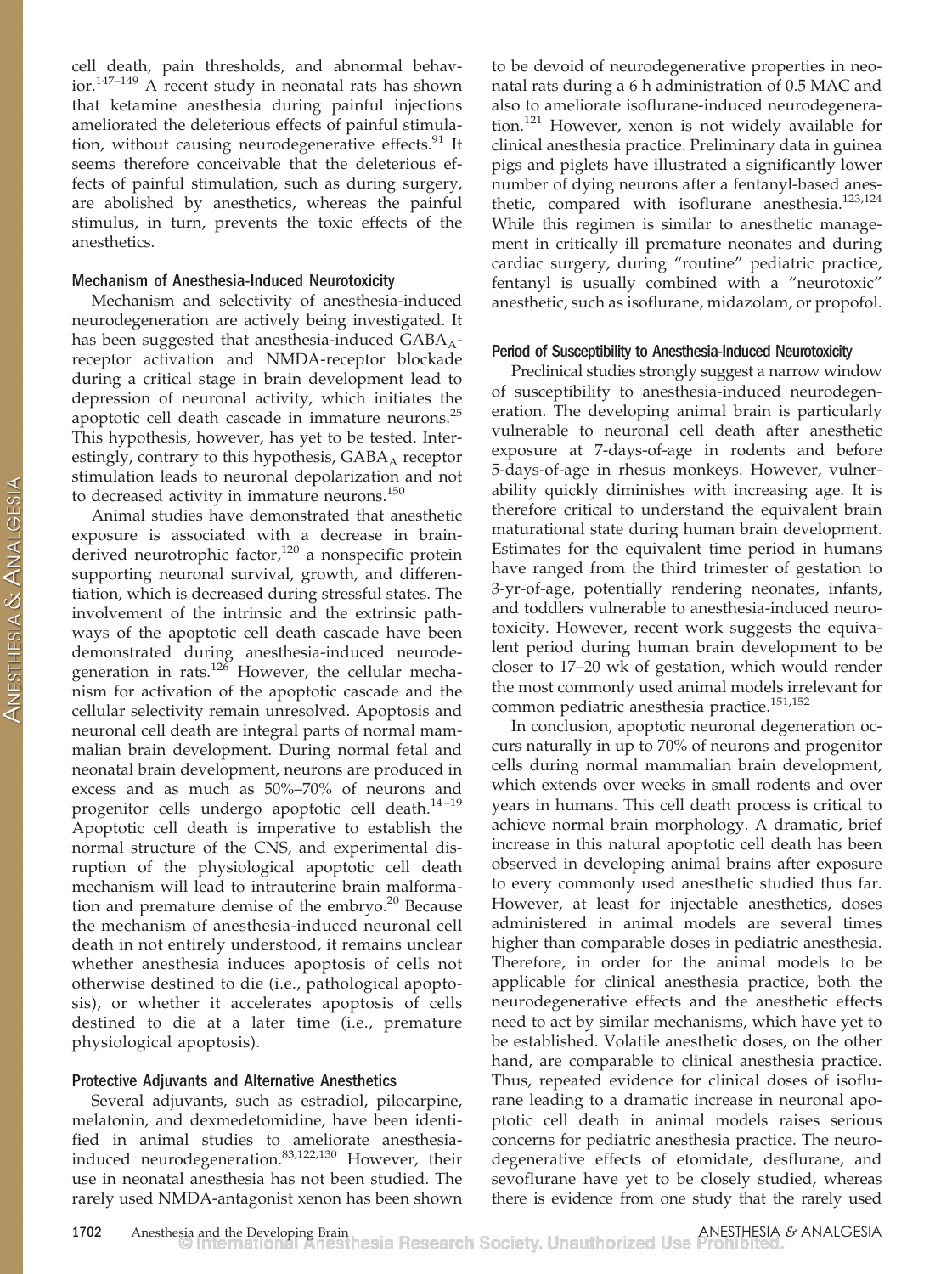cell death, pain thresholds, and abnormal behavior.[147–149] A recent study in neonatal rats has shown that ketamine anesthesia during painful injections ameliorated the deleterious effects of painful stimulation, without causing neurodegenerative effects.[91] It seems therefore conceivable that the deleterious effects of painful stimulation, such as during surgery, are abolished by anesthetics, whereas the painful stimulus, in turn, prevents the toxic effects of the anesthetics.

### Mechanism of Anesthesia-Induced Neurotoxicity

Mechanism and selectivity of anesthesia-induced neurodegeneration are actively being investigated. It has been suggested that anesthesia-induced $GABA_A$-receptor activation and NMDA-receptor blockade during a critical stage in brain development lead to depression of neuronal activity, which initiates the apoptotic cell death cascade in immature neurons.[25] This hypothesis, however, has yet to be tested. Interestingly, contrary to this hypothesis, $GABA_A$ receptor stimulation leads to neuronal depolarization and not to decreased activity in immature neurons.[150]

Animal studies have demonstrated that anesthetic exposure is associated with a decrease in brain-derived neurotrophic factor,[120] a nonspecific protein supporting neuronal survival, growth, and differentiation, which is decreased during stressful states. The involvement of the intrinsic and the extrinsic pathways of the apoptotic cell death cascade have been demonstrated during anesthesia-induced neurodegeneration in rats.[126] However, the cellular mechanism for activation of the apoptotic cascade and the cellular selectivity remain unresolved. Apoptosis and neuronal cell death are integral parts of normal mammalian brain development. During normal fetal and neonatal brain development, neurons are produced in excess and as much as 50%–70% of neurons and progenitor cells undergo apoptotic cell death.[14–19] Apoptotic cell death is imperative to establish the normal structure of the CNS, and experimental disruption of the physiological apoptotic cell death mechanism will lead to intrauterine brain malformation and premature demise of the embryo.[20] Because the mechanism of anesthesia-induced neuronal cell death in not entirely understood, it remains unclear whether anesthesia induces apoptosis of cells not otherwise destined to die (i.e., pathological apoptosis), or whether it accelerates apoptosis of cells destined to die at a later time (i.e., premature physiological apoptosis).

### Protective Adjuvants and Alternative Anesthetics

Several adjuvants, such as estradiol, pilocarpine, melatonin, and dexmedetomidine, have been identified in animal studies to ameliorate anesthesia-induced neurodegeneration.[83,122,130] However, their use in neonatal anesthesia has not been studied. The rarely used NMDA-antagonist xenon has been shown to be devoid of neurodegenerative properties in neonatal rats during a 6 h administration of 0.5 MAC and also to ameliorate isoflurane-induced neurodegeneration.[121] However, xenon is not widely available for clinical anesthesia practice. Preliminary data in guinea pigs and piglets have illustrated a significantly lower number of dying neurons after a fentanyl-based anesthetic, compared with isoflurane anesthesia.[123,124] While this regimen is similar to anesthetic management in critically ill premature neonates and during cardiac surgery, during "routine" pediatric practice, fentanyl is usually combined with a "neurotoxic" anesthetic, such as isoflurane, midazolam, or propofol.

### Period of Susceptibility to Anesthesia-Induced Neurotoxicity

Preclinical studies strongly suggest a narrow window of susceptibility to anesthesia-induced neurodegeneration. The developing animal brain is particularly vulnerable to neuronal cell death after anesthetic exposure at 7-days-of-age in rodents and before 5-days-of-age in rhesus monkeys. However, vulnerability quickly diminishes with increasing age. It is therefore critical to understand the equivalent brain maturational state during human brain development. Estimates for the equivalent time period in humans have ranged from the third trimester of gestation to 3-yr-of-age, potentially rendering neonates, infants, and toddlers vulnerable to anesthesia-induced neurotoxicity. However, recent work suggests the equivalent period during human brain development to be closer to 17–20 wk of gestation, which would render the most commonly used animal models irrelevant for common pediatric anesthesia practice.[151,152]

In conclusion, apoptotic neuronal degeneration occurs naturally in up to 70% of neurons and progenitor cells during normal mammalian brain development, which extends over weeks in small rodents and over years in humans. This cell death process is critical to achieve normal brain morphology. A dramatic, brief increase in this natural apoptotic cell death has been observed in developing animal brains after exposure to every commonly used anesthetic studied thus far. However, at least for injectable anesthetics, doses administered in animal models are several times higher than comparable doses in pediatric anesthesia. Therefore, in order for the animal models to be applicable for clinical anesthesia practice, both the neurodegenerative effects and the anesthetic effects need to act by similar mechanisms, which have yet to be established. Volatile anesthetic doses, on the other hand, are comparable to clinical anesthesia practice. Thus, repeated evidence for clinical doses of isoflurane leading to a dramatic increase in neuronal apoptotic cell death in animal models raises serious concerns for pediatric anesthesia practice. The neurodegenerative effects of etomidate, desflurane, and sevoflurane have yet to be closely studied, whereas there is evidence from one study that the rarely used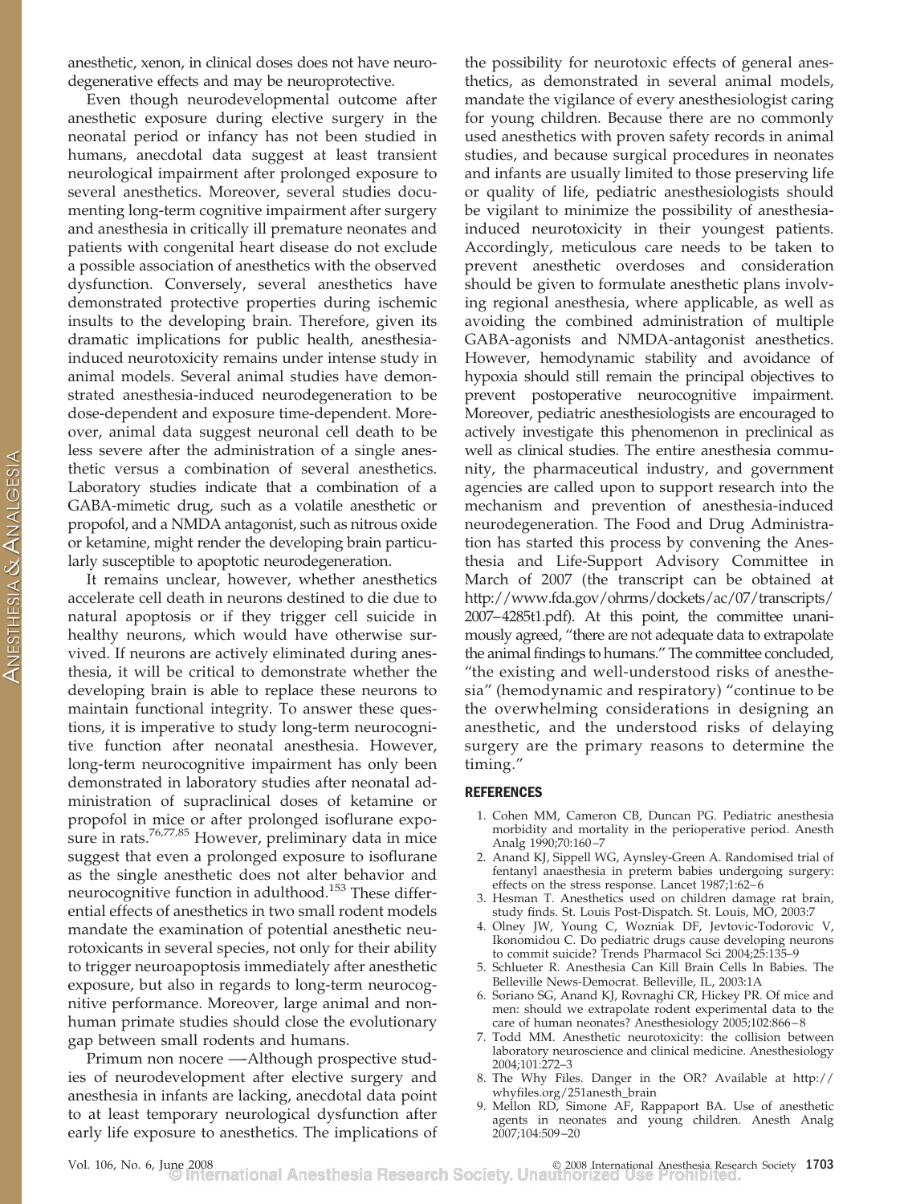anesthetic, xenon, in clinical doses does not have neurodegenerative effects and may be neuroprotective.

Even though neurodevelopmental outcome after anesthetic exposure during elective surgery in the neonatal period or infancy has not been studied in humans, anecdotal data suggest at least transient neurological impairment after prolonged exposure to several anesthetics. Moreover, several studies documenting long-term cognitive impairment after surgery and anesthesia in critically ill premature neonates and patients with congenital heart disease do not exclude a possible association of anesthetics with the observed dysfunction. Conversely, several anesthetics have demonstrated protective properties during ischemic insults to the developing brain. Therefore, given its dramatic implications for public health, anesthesia-induced neurotoxicity remains under intense study in animal models. Several animal studies have demonstrated anesthesia-induced neurodegeneration to be dose-dependent and exposure time-dependent. Moreover, animal data suggest neuronal cell death to be less severe after the administration of a single anesthetic versus a combination of several anesthetics. Laboratory studies indicate that a combination of a GABA-mimetic drug, such as a volatile anesthetic or propofol, and a NMDA antagonist, such as nitrous oxide or ketamine, might render the developing brain particularly susceptible to apoptotic neurodegeneration.

It remains unclear, however, whether anesthetics accelerate cell death in neurons destined to die due to natural apoptosis or if they trigger cell suicide in healthy neurons, which would have otherwise survived. If neurons are actively eliminated during anesthesia, it will be critical to demonstrate whether the developing brain is able to replace these neurons to maintain functional integrity. To answer these questions, it is imperative to study long-term neurocognitive function after neonatal anesthesia. However, long-term neurocognitive impairment has only been demonstrated in laboratory studies after neonatal administration of supraclinical doses of ketamine or propofol in mice or after prolonged isoflurane exposure in rats.[76,77,85] However, preliminary data in mice suggest that even a prolonged exposure to isoflurane as the single anesthetic does not alter behavior and neurocognitive function in adulthood.[153] These differential effects of anesthetics in two small rodent models mandate the examination of potential anesthetic neurotoxicants in several species, not only for their ability to trigger neuroapoptosis immediately after anesthetic exposure, but also in regards to long-term neurocognitive performance. Moreover, large animal and nonhuman primate studies should close the evolutionary gap between small rodents and humans.

Primum non nocere —Although prospective studies of neurodevelopment after elective surgery and anesthesia in infants are lacking, anecdotal data point to at least temporary neurological dysfunction after early life exposure to anesthetics. The implications of the possibility for neurotoxic effects of general anesthetics, as demonstrated in several animal models, mandate the vigilance of every anesthesiologist caring for young children. Because there are no commonly used anesthetics with proven safety records in animal studies, and because surgical procedures in neonates and infants are usually limited to those preserving life or quality of life, pediatric anesthesiologists should be vigilant to minimize the possibility of anesthesia-induced neurotoxicity in their youngest patients. Accordingly, meticulous care needs to be taken to prevent anesthetic overdoses and consideration should be given to formulate anesthetic plans involving regional anesthesia, where applicable, as well as avoiding the combined administration of multiple GABA-agonists and NMDA-antagonist anesthetics. However, hemodynamic stability and avoidance of hypoxia should still remain the principal objectives to prevent postoperative neurocognitive impairment. Moreover, pediatric anesthesiologists are encouraged to actively investigate this phenomenon in preclinical as well as clinical studies. The entire anesthesia community, the pharmaceutical industry, and government agencies are called upon to support research into the mechanism and prevention of anesthesia-induced neurodegeneration. The Food and Drug Administration has started this process by convening the Anesthesia and Life-Support Advisory Committee in March of 2007 (the transcript can be obtained at http://www.fda.gov/ohrms/dockets/ac/07/transcripts/2007–4285t1.pdf). At this point, the committee unanimously agreed, "there are not adequate data to extrapolate the animal findings to humans." The committee concluded, "the existing and well-understood risks of anesthesia" (hemodynamic and respiratory) "continue to be the overwhelming considerations in designing an anesthetic, and the understood risks of delaying surgery are the primary reasons to determine the timing."

## REFERENCES

1. Cohen MM, Cameron CB, Duncan PG. Pediatric anesthesia morbidity and mortality in the perioperative period. Anesth Analg 1990;70:160–7
2. Anand KJ, Sippell WG, Aynsley-Green A. Randomised trial of fentanyl anaesthesia in preterm babies undergoing surgery: effects on the stress response. Lancet 1987;1:62–6
3. Hesman T. Anesthetics used on children damage rat brain, study finds. St. Louis Post-Dispatch. St. Louis, MO, 2003:7
4. Olney JW, Young C, Wozniak DF, Jevtovic-Todorovic V, Ikonomidou C. Do pediatric drugs cause developing neurons to commit suicide? Trends Pharmacol Sci 2004;25:135–9
5. Schlueter R. Anesthesia Can Kill Brain Cells In Babies. The Belleville News-Democrat. Belleville, IL, 2003:1A
6. Soriano SG, Anand KJ, Rovnaghi CR, Hickey PR. Of mice and men: should we extrapolate rodent experimental data to the care of human neonates? Anesthesiology 2005;102:866–8
7. Todd MM. Anesthetic neurotoxicity: the collision between laboratory neuroscience and clinical medicine. Anesthesiology 2004;101:272–3
8. The Why Files. Danger in the OR? Available at http://whyfiles.org/251anesth_brain
9. Mellon RD, Simone AF, Rappaport BA. Use of anesthetic agents in neonates and young children. Anesth Analg 2007;104:509–20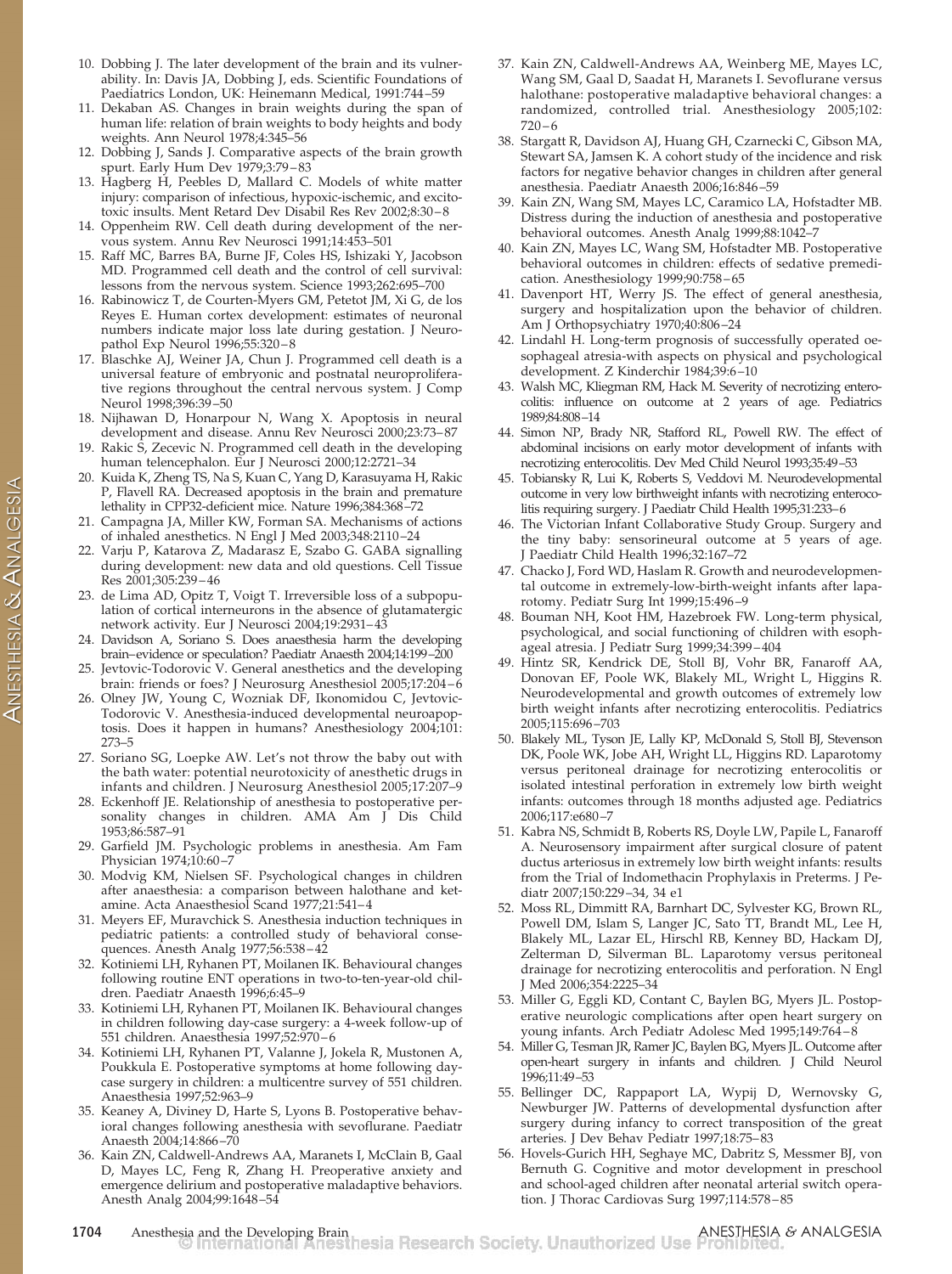10. Dobbing J. The later development of the brain and its vulnerability. In: Davis JA, Dobbing J, eds. Scientific Foundations of Paediatrics London, UK: Heinemann Medical, 1991:744–59
11. Dekaban AS. Changes in brain weights during the span of human life: relation of brain weights to body heights and body weights. Ann Neurol 1978;4:345–56
12. Dobbing J, Sands J. Comparative aspects of the brain growth spurt. Early Hum Dev 1979;3:79–83
13. Hagberg H, Peebles D, Mallard C. Models of white matter injury: comparison of infectious, hypoxic-ischemic, and excitotoxic insults. Ment Retard Dev Disabil Res Rev 2002;8:30–8
14. Oppenheim RW. Cell death during development of the nervous system. Annu Rev Neurosci 1991;14:453–501
15. Raff MC, Barres BA, Burne JF, Coles HS, Ishizaki Y, Jacobson MD. Programmed cell death and the control of cell survival: lessons from the nervous system. Science 1993;262:695–700
16. Rabinowicz T, de Courten-Myers GM, Petetot JM, Xi G, de los Reyes E. Human cortex development: estimates of neuronal numbers indicate major loss late during gestation. J Neuropathol Exp Neurol 1996;55:320–8
17. Blaschke AJ, Weiner JA, Chun J. Programmed cell death is a universal feature of embryonic and postnatal neuroproliferative regions throughout the central nervous system. J Comp Neurol 1998;396:39–50
18. Nijhawan D, Honarpour N, Wang X. Apoptosis in neural development and disease. Annu Rev Neurosci 2000;23:73–87
19. Rakic S, Zecevic N. Programmed cell death in the developing human telencephalon. Eur J Neurosci 2000;12:2721–34
20. Kuida K, Zheng TS, Na S, Kuan C, Yang D, Karasuyama H, Rakic P, Flavell RA. Decreased apoptosis in the brain and premature lethality in CPP32-deficient mice. Nature 1996;384:368–72
21. Campagna JA, Miller KW, Forman SA. Mechanisms of actions of inhaled anesthetics. N Engl J Med 2003;348:2110–24
22. Varju P, Katarova Z, Madarasz E, Szabo G. GABA signalling during development: new data and old questions. Cell Tissue Res 2001;305:239–46
23. de Lima AD, Opitz T, Voigt T. Irreversible loss of a subpopulation of cortical interneurons in the absence of glutamatergic network activity. Eur J Neurosci 2004;19:2931–43
24. Davidson A, Soriano S. Does anaesthesia harm the developing brain–evidence or speculation? Paediatr Anaesth 2004;14:199–200
25. Jevtovic-Todorovic V. General anesthetics and the developing brain: friends or foes? J Neurosurg Anesthesiol 2005;17:204–6
26. Olney JW, Young C, Wozniak DF, Ikonomidou C, Jevtovic-Todorovic V. Anesthesia-induced developmental neuroapoptosis. Does it happen in humans? Anesthesiology 2004;101:273–5
27. Soriano SG, Loepke AW. Let's not throw the baby out with the bath water: potential neurotoxicity of anesthetic drugs in infants and children. J Neurosurg Anesthesiol 2005;17:207–9
28. Eckenhoff JE. Relationship of anesthesia to postoperative personality changes in children. AMA Am J Dis Child 1953;86:587–91
29. Garfield JM. Psychologic problems in anesthesia. Am Fam Physician 1974;10:60–7
30. Modvig KM, Nielsen SF. Psychological changes in children after anaesthesia: a comparison between halothane and ketamine. Acta Anaesthesiol Scand 1977;21:541–4
31. Meyers EF, Muravchick S. Anesthesia induction techniques in pediatric patients: a controlled study of behavioral consequences. Anesth Analg 1977;56:538–42
32. Kotiniemi LH, Ryhanen PT, Moilanen IK. Behavioural changes following routine ENT operations in two-to-ten-year-old children. Paediatr Anaesth 1996;6:45–9
33. Kotiniemi LH, Ryhanen PT, Moilanen IK. Behavioural changes in children following day-case surgery: a 4-week follow-up of 551 children. Anaesthesia 1997;52:970–6
34. Kotiniemi LH, Ryhanen PT, Valanne J, Jokela R, Mustonen A, Poukkula E. Postoperative symptoms at home following day-case surgery in children: a multicentre survey of 551 children. Anaesthesia 1997;52:963–9
35. Keaney A, Diviney D, Harte S, Lyons B. Postoperative behavioral changes following anesthesia with sevoflurane. Paediatr Anaesth 2004;14:866–70
36. Kain ZN, Caldwell-Andrews AA, Maranets I, McClain B, Gaal D, Mayes LC, Feng R, Zhang H. Preoperative anxiety and emergence delirium and postoperative maladaptive behaviors. Anesth Analg 2004;99:1648–54
37. Kain ZN, Caldwell-Andrews AA, Weinberg ME, Mayes LC, Wang SM, Gaal D, Saadat H, Maranets I. Sevoflurane versus halothane: postoperative maladaptive behavioral changes: a randomized, controlled trial. Anesthesiology 2005;102:720–6
38. Stargatt R, Davidson AJ, Huang GH, Czarnecki C, Gibson MA, Stewart SA, Jamsen K. A cohort study of the incidence and risk factors for negative behavior changes in children after general anesthesia. Paediatr Anaesth 2006;16:846–59
39. Kain ZN, Wang SM, Mayes LC, Caramico LA, Hofstadter MB. Distress during the induction of anesthesia and postoperative behavioral outcomes. Anesth Analg 1999;88:1042–7
40. Kain ZN, Mayes LC, Wang SM, Hofstadter MB. Postoperative behavioral outcomes in children: effects of sedative premedication. Anesthesiology 1999;90:758–65
41. Davenport HT, Werry JS. The effect of general anesthesia, surgery and hospitalization upon the behavior of children. Am J Orthopsychiatry 1970;40:806–24
42. Lindahl H. Long-term prognosis of successfully operated oesophageal atresia-with aspects on physical and psychological development. Z Kinderchir 1984;39:6–10
43. Walsh MC, Kliegman RM, Hack M. Severity of necrotizing enterocolitis: influence on outcome at 2 years of age. Pediatrics 1989;84:808–14
44. Simon NP, Brady NR, Stafford RL, Powell RW. The effect of abdominal incisions on early motor development of infants with necrotizing enterocolitis. Dev Med Child Neurol 1993;35:49–53
45. Tobiansky R, Lui K, Roberts S, Veddovi M. Neurodevelopmental outcome in very low birthweight infants with necrotizing enterocolitis requiring surgery. J Paediatr Child Health 1995;31:233–6
46. The Victorian Infant Collaborative Study Group. Surgery and the tiny baby: sensorineural outcome at 5 years of age. J Paediatr Child Health 1996;32:167–72
47. Chacko J, Ford WD, Haslam R. Growth and neurodevelopmental outcome in extremely-low-birth-weight infants after laparotomy. Pediatr Surg Int 1999;15:496–9
48. Bouman NH, Koot HM, Hazebroek FW. Long-term physical, psychological, and social functioning of children with esophageal atresia. J Pediatr Surg 1999;34:399–404
49. Hintz SR, Kendrick DE, Stoll BJ, Vohr BR, Fanaroff AA, Donovan EF, Poole WK, Blakely ML, Wright L, Higgins R. Neurodevelopmental and growth outcomes of extremely low birth weight infants after necrotizing enterocolitis. Pediatrics 2005;115:696–703
50. Blakely ML, Tyson JE, Lally KP, McDonald S, Stoll BJ, Stevenson DK, Poole WK, Jobe AH, Wright LL, Higgins RD. Laparotomy versus peritoneal drainage for necrotizing enterocolitis or isolated intestinal perforation in extremely low birth weight infants: outcomes through 18 months adjusted age. Pediatrics 2006;117:e680–7
51. Kabra NS, Schmidt B, Roberts RS, Doyle LW, Papile L, Fanaroff A. Neurosensory impairment after surgical closure of patent ductus arteriosus in extremely low birth weight infants: results from the Trial of Indomethacin Prophylaxis in Preterms. J Pediatr 2007;150:229–34, 34 e1
52. Moss RL, Dimmitt RA, Barnhart DC, Sylvester KG, Brown RL, Powell DM, Islam S, Langer JC, Sato TT, Brandt ML, Lee H, Blakely ML, Lazar EL, Hirschl RB, Kenney BD, Hackam DJ, Zelterman D, Silverman BL. Laparotomy versus peritoneal drainage for necrotizing enterocolitis and perforation. N Engl J Med 2006;354:2225–34
53. Miller G, Eggli KD, Contant C, Baylen BG, Myers JL. Postoperative neurologic complications after open heart surgery on young infants. Arch Pediatr Adolesc Med 1995;149:764–8
54. Miller G, Tesman JR, Ramer JC, Baylen BG, Myers JL. Outcome after open-heart surgery in infants and children. J Child Neurol 1996;11:49–53
55. Bellinger DC, Rappaport LA, Wypij D, Wernovsky G, Newburger JW. Patterns of developmental dysfunction after surgery during infancy to correct transposition of the great arteries. J Dev Behav Pediatr 1997;18:75–83
56. Hovels-Gurich HH, Seghaye MC, Dabritz S, Messmer BJ, von Bernuth G. Cognitive and motor development in preschool and school-aged children after neonatal arterial switch operation. J Thorac Cardiovas Surg 1997;114:578–85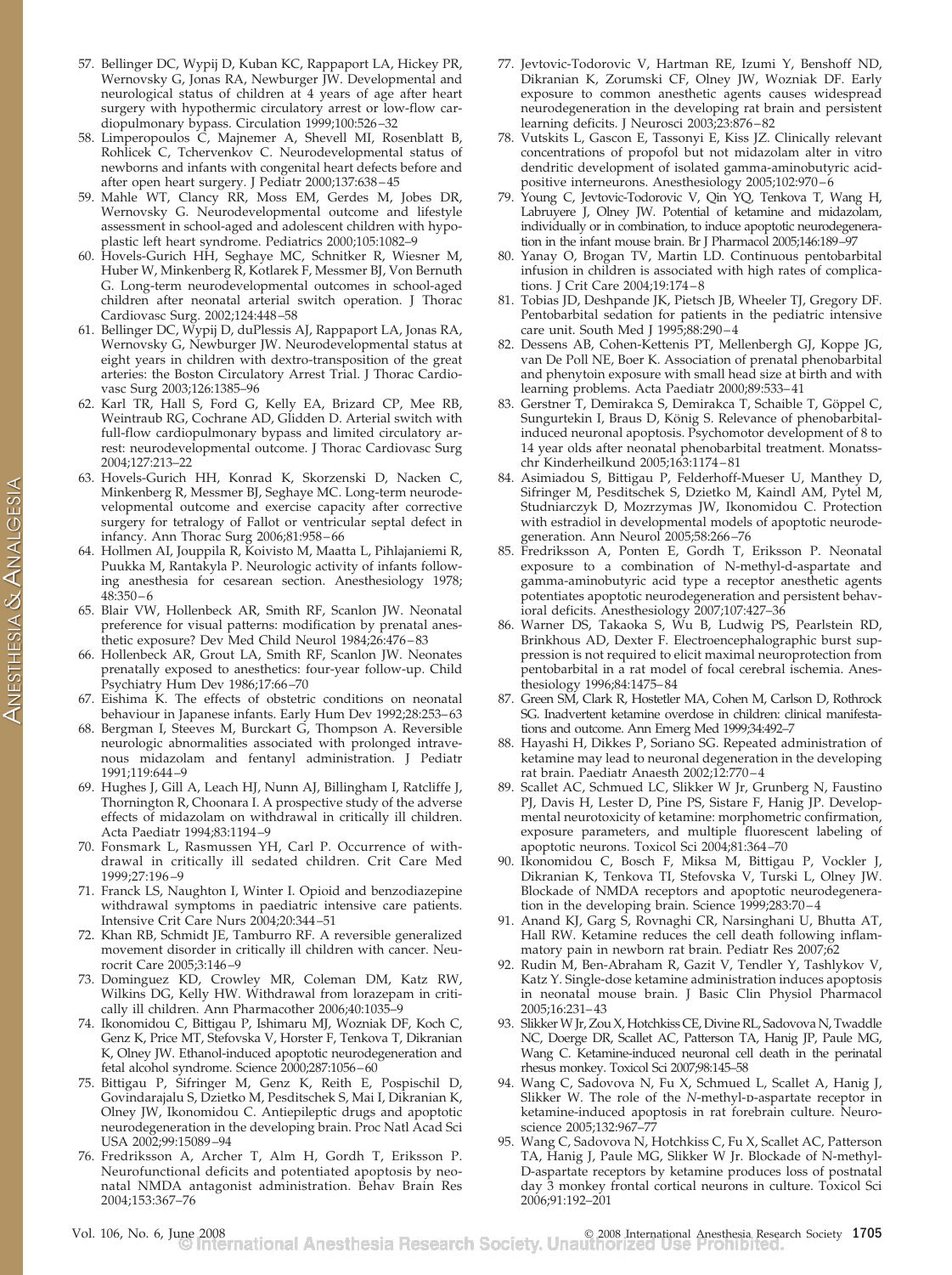57. Bellinger DC, Wypij D, Kuban KC, Rappaport LA, Hickey PR, Wernovsky G, Jonas RA, Newburger JW. Developmental and neurological status of children at 4 years of age after heart surgery with hypothermic circulatory arrest or low-flow cardiopulmonary bypass. Circulation 1999;100:526–32
58. Limperopoulos C, Majnemer A, Shevell MI, Rosenblatt B, Rohlicek C, Tchervenkov C. Neurodevelopmental status of newborns and infants with congenital heart defects before and after open heart surgery. J Pediatr 2000;137:638–45
59. Mahle WT, Clancy RR, Moss EM, Gerdes M, Jobes DR, Wernovsky G. Neurodevelopmental outcome and lifestyle assessment in school-aged and adolescent children with hypoplastic left heart syndrome. Pediatrics 2000;105:1082–9
60. Hovels-Gurich HH, Seghaye MC, Schnitker R, Wiesner M, Huber W, Minkenberg R, Kotlarek F, Messmer BJ, Von Bernuth G. Long-term neurodevelopmental outcomes in school-aged children after neonatal arterial switch operation. J Thorac Cardiovasc Surg. 2002;124:448–58
61. Bellinger DC, Wypij D, duPlessis AJ, Rappaport LA, Jonas RA, Wernovsky G, Newburger JW. Neurodevelopmental status at eight years in children with dextro-transposition of the great arteries: the Boston Circulatory Arrest Trial. J Thorac Cardiovasc Surg 2003;126:1385–96
62. Karl TR, Hall S, Ford G, Kelly EA, Brizard CP, Mee RB, Weintraub RG, Cochrane AD, Glidden D. Arterial switch with full-flow cardiopulmonary bypass and limited circulatory arrest: neurodevelopmental outcome. J Thorac Cardiovasc Surg 2004;127:213–22
63. Hovels-Gurich HH, Konrad K, Skorzenski D, Nacken C, Minkenberg R, Messmer BJ, Seghaye MC. Long-term neurodevelopmental outcome and exercise capacity after corrective surgery for tetralogy of Fallot or ventricular septal defect in infancy. Ann Thorac Surg 2006;81:958–66
64. Hollmen AI, Jouppila R, Koivisto M, Maatta L, Pihlajaniemi R, Puukka M, Rantakyla P. Neurologic activity of infants following anesthesia for cesarean section. Anesthesiology 1978; 48:350–6
65. Blair VW, Hollenbeck AR, Smith RF, Scanlon JW. Neonatal preference for visual patterns: modification by prenatal anesthetic exposure? Dev Med Child Neurol 1984;26:476–83
66. Hollenbeck AR, Grout LA, Smith RF, Scanlon JW. Neonates prenatally exposed to anesthetics: four-year follow-up. Child Psychiatry Hum Dev 1986;17:66–70
67. Eishima K. The effects of obstetric conditions on neonatal behaviour in Japanese infants. Early Hum Dev 1992;28:253–63
68. Bergman I, Steeves M, Burckart G, Thompson A. Reversible neurologic abnormalities associated with prolonged intravenous midazolam and fentanyl administration. J Pediatr 1991;119:644–9
69. Hughes J, Gill A, Leach HJ, Nunn AJ, Billingham I, Ratcliffe J, Thornington R, Choonara I. A prospective study of the adverse effects of midazolam on withdrawal in critically ill children. Acta Paediatr 1994;83:1194–9
70. Fonsmark L, Rasmussen YH, Carl P. Occurrence of withdrawal in critically ill sedated children. Crit Care Med 1999;27:196–9
71. Franck LS, Naughton I, Winter I. Opioid and benzodiazepine withdrawal symptoms in paediatric intensive care patients. Intensive Crit Care Nurs 2004;20:344–51
72. Khan RB, Schmidt JE, Tamburro RF. A reversible generalized movement disorder in critically ill children with cancer. Neurocrit Care 2005;3:146–9
73. Dominguez KD, Crowley MR, Coleman DM, Katz RW, Wilkins DG, Kelly HW. Withdrawal from lorazepam in critically ill children. Ann Pharmacother 2006;40:1035–9
74. Ikonomidou C, Bittigau P, Ishimaru MJ, Wozniak DF, Koch C, Genz K, Price MT, Stefovska V, Horster F, Tenkova T, Dikranian K, Olney JW. Ethanol-induced apoptotic neurodegeneration and fetal alcohol syndrome. Science 2000;287:1056–60
75. Bittigau P, Sifringer M, Genz K, Reith E, Pospischil D, Govindarajalu S, Dzietko M, Pesditschek S, Mai I, Dikranian K, Olney JW, Ikonomidou C. Antiepileptic drugs and apoptotic neurodegeneration in the developing brain. Proc Natl Acad Sci USA 2002;99:15089–94
76. Fredriksson A, Archer T, Alm H, Gordh T, Eriksson P. Neurofunctional deficits and potentiated apoptosis by neonatal NMDA antagonist administration. Behav Brain Res 2004;153:367–76
77. Jevtovic-Todorovic V, Hartman RE, Izumi Y, Benshoff ND, Dikranian K, Zorumski CF, Olney JW, Wozniak DF. Early exposure to common anesthetic agents causes widespread neurodegeneration in the developing rat brain and persistent learning deficits. J Neurosci 2003;23:876–82
78. Vutskits L, Gascon E, Tassonyi E, Kiss JZ. Clinically relevant concentrations of propofol but not midazolam alter in vitro dendritic development of isolated gamma-aminobutyric acid-positive interneurons. Anesthesiology 2005;102:970–6
79. Young C, Jevtovic-Todorovic V, Qin YQ, Tenkova T, Wang H, Labruyere J, Olney JW. Potential of ketamine and midazolam, individually or in combination, to induce apoptotic neurodegeneration in the infant mouse brain. Br J Pharmacol 2005;146:189–97
80. Yanay O, Brogan TV, Martin LD. Continuous pentobarbital infusion in children is associated with high rates of complications. J Crit Care 2004;19:174–8
81. Tobias JD, Deshpande JK, Pietsch JB, Wheeler TJ, Gregory DF. Pentobarbital sedation for patients in the pediatric intensive care unit. South Med J 1995;88:290–4
82. Dessens AB, Cohen-Kettenis PT, Mellenbergh GJ, Koppe JG, van De Poll NE, Boer K. Association of prenatal phenobarbital and phenytoin exposure with small head size at birth and with learning problems. Acta Paediatr 2000;89:533–41
83. Gerstner T, Demirakca S, Demirakca T, Schaible T, Göppel C, Sungurtekin I, Braus D, König S. Relevance of phenobarbital-induced neuronal apoptosis. Psychomotor development of 8 to 14 year olds after neonatal phenobarbital treatment. Monatsschr Kinderheilkund 2005;163:1174–81
84. Asimiadou S, Bittigau P, Felderhoff-Mueser U, Manthey D, Sifringer M, Pesditschek S, Dzietko M, Kaindl AM, Pytel M, Studniarczyk D, Mozrzymas JW, Ikonomidou C. Protection with estradiol in developmental models of apoptotic neurodegeneration. Ann Neurol 2005;58:266–76
85. Fredriksson A, Ponten E, Gordh T, Eriksson P. Neonatal exposure to a combination of N-methyl-d-aspartate and gamma-aminobutyric acid type a receptor anesthetic agents potentiates apoptotic neurodegeneration and persistent behavioral deficits. Anesthesiology 2007;107:427–36
86. Warner DS, Takaoka S, Wu B, Ludwig PS, Pearlstein RD, Brinkhous AD, Dexter F. Electroencephalographic burst suppression is not required to elicit maximal neuroprotection from pentobarbital in a rat model of focal cerebral ischemia. Anesthesiology 1996;84:1475–84
87. Green SM, Clark R, Hostetler MA, Cohen M, Carlson D, Rothrock SG. Inadvertent ketamine overdose in children: clinical manifestations and outcome. Ann Emerg Med 1999;34:492–7
88. Hayashi H, Dikkes P, Soriano SG. Repeated administration of ketamine may lead to neuronal degeneration in the developing rat brain. Paediatr Anaesth 2002;12:770–4
89. Scallet AC, Schmued LC, Slikker W Jr, Grunberg N, Faustino PJ, Davis H, Lester D, Pine PS, Sistare F, Hanig JP. Developmental neurotoxicity of ketamine: morphometric confirmation, exposure parameters, and multiple fluorescent labeling of apoptotic neurons. Toxicol Sci 2004;81:364–70
90. Ikonomidou C, Bosch F, Miksa M, Bittigau P, Vockler J, Dikranian K, Tenkova TI, Stefovska V, Turski L, Olney JW. Blockade of NMDA receptors and apoptotic neurodegeneration in the developing brain. Science 1999;283:70–4
91. Anand KJ, Garg S, Rovnaghi CR, Narsinghani U, Bhutta AT, Hall RW. Ketamine reduces the cell death following inflammatory pain in newborn rat brain. Pediatr Res 2007;62
92. Rudin M, Ben-Abraham R, Gazit V, Tendler Y, Tashlykov V, Katz Y. Single-dose ketamine administration induces apoptosis in neonatal mouse brain. J Basic Clin Physiol Pharmacol 2005;16:231–43
93. Slikker W Jr, Zou X, Hotchkiss CE, Divine RL, Sadovova N, Twaddle NC, Doerge DR, Scallet AC, Patterson TA, Hanig JP, Paule MG, Wang C. Ketamine-induced neuronal cell death in the perinatal rhesus monkey. Toxicol Sci 2007;98:145–58
94. Wang C, Sadovova N, Fu X, Schmued L, Scallet A, Hanig J, Slikker W. The role of the *N*-methyl-D-aspartate receptor in ketamine-induced apoptosis in rat forebrain culture. Neuroscience 2005;132:967–77
95. Wang C, Sadovova N, Hotchkiss C, Fu X, Scallet AC, Patterson TA, Hanig J, Paule MG, Slikker W Jr. Blockade of N-methyl-D-aspartate receptors by ketamine produces loss of postnatal day 3 monkey frontal cortical neurons in culture. Toxicol Sci 2006;91:192–201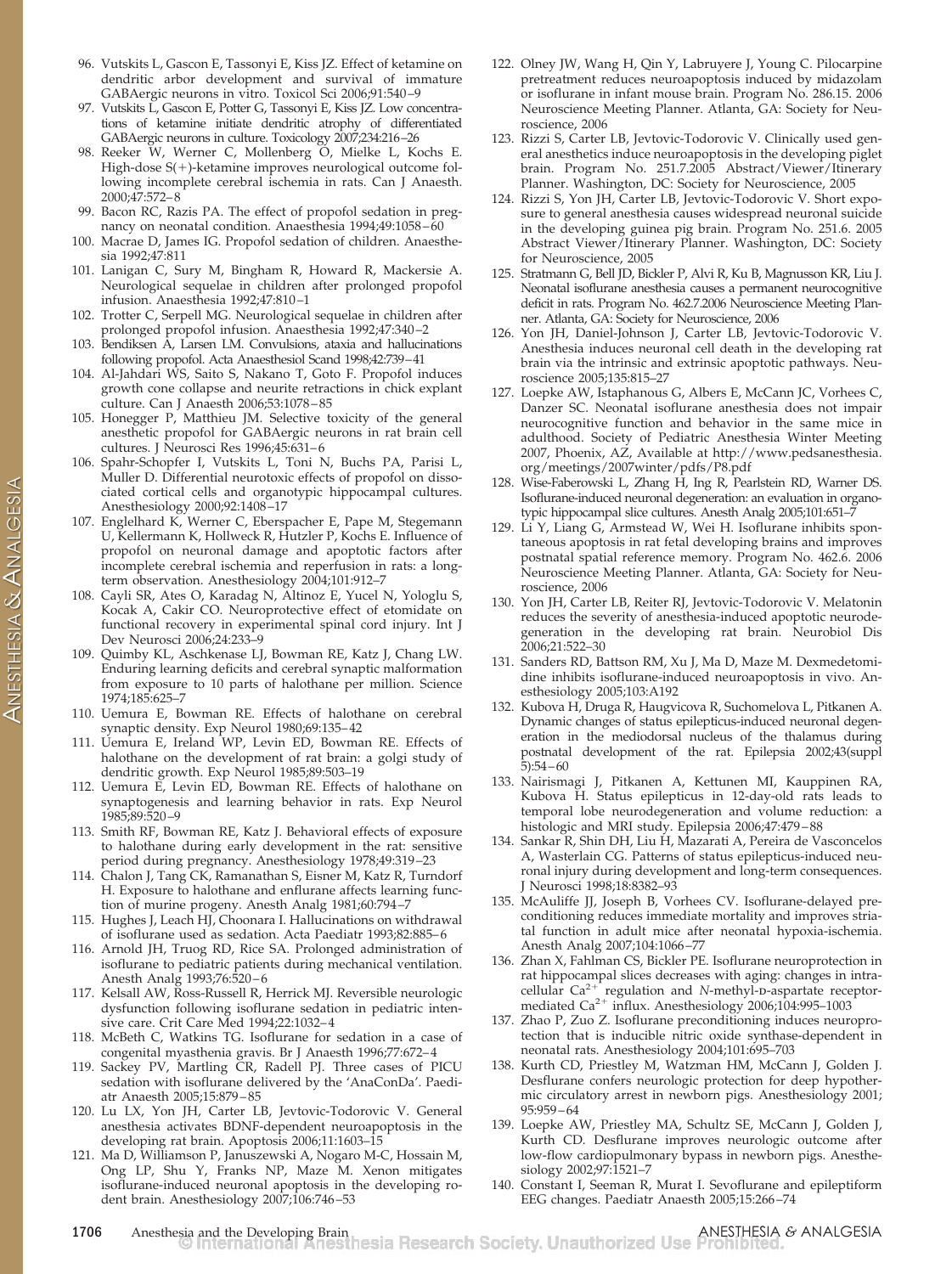96. Vutskits L, Gascon E, Tassonyi E, Kiss JZ. Effect of ketamine on dendritic arbor development and survival of immature GABAergic neurons in vitro. Toxicol Sci 2006;91:540–9
97. Vutskits L, Gascon E, Potter G, Tassonyi E, Kiss JZ. Low concentrations of ketamine initiate dendritic atrophy of differentiated GABAergic neurons in culture. Toxicology 2007;234:216–26
98. Reeker W, Werner C, Mollenberg O, Mielke L, Kochs E. High-dose S(+)-ketamine improves neurological outcome following incomplete cerebral ischemia in rats. Can J Anaesth. 2000;47:572–8
99. Bacon RC, Razis PA. The effect of propofol sedation in pregnancy on neonatal condition. Anaesthesia 1994;49:1058–60
100. Macrae D, James IG. Propofol sedation of children. Anaesthesia 1992;47:811
101. Lanigan C, Sury M, Bingham R, Howard R, Mackersie A. Neurological sequelae in children after prolonged propofol infusion. Anaesthesia 1992;47:810–1
102. Trotter C, Serpell MG. Neurological sequelae in children after prolonged propofol infusion. Anaesthesia 1992;47:340–2
103. Bendiksen A, Larsen LM. Convulsions, ataxia and hallucinations following propofol. Acta Anaesthesiol Scand 1998;42:739–41
104. Al-Jahdari WS, Saito S, Nakano T, Goto F. Propofol induces growth cone collapse and neurite retractions in chick explant culture. Can J Anaesth 2006;53:1078–85
105. Honegger P, Matthieu JM. Selective toxicity of the general anesthetic propofol for GABAergic neurons in rat brain cell cultures. J Neurosci Res 1996;45:631–6
106. Spahr-Schopfer I, Vutskits L, Toni N, Buchs PA, Parisi L, Muller D. Differential neurotoxic effects of propofol on dissociated cortical cells and organotypic hippocampal cultures. Anesthesiology 2000;92:1408–17
107. Englelhard K, Werner C, Eberspacher E, Pape M, Stegemann U, Kellermann K, Hollweck R, Hutzler P, Kochs E. Influence of propofol on neuronal damage and apoptotic factors after incomplete cerebral ischemia and reperfusion in rats: a long-term observation. Anesthesiology 2004;101:912–7
108. Cayli SR, Ates O, Karadag N, Altinoz E, Yucel N, Yologlu S, Kocak A, Cakir CO. Neuroprotective effect of etomidate on functional recovery in experimental spinal cord injury. Int J Dev Neurosci 2006;24:233–9
109. Quimby KL, Aschkenase LJ, Bowman RE, Katz J, Chang LW. Enduring learning deficits and cerebral synaptic malformation from exposure to 10 parts of halothane per million. Science 1974;185:625–7
110. Uemura E, Bowman RE. Effects of halothane on cerebral synaptic density. Exp Neurol 1980;69:135–42
111. Uemura E, Ireland WP, Levin ED, Bowman RE. Effects of halothane on the development of rat brain: a golgi study of dendritic growth. Exp Neurol 1985;89:503–19
112. Uemura E, Levin ED, Bowman RE. Effects of halothane on synaptogenesis and learning behavior in rats. Exp Neurol 1985;89:520–9
113. Smith RF, Bowman RE, Katz J. Behavioral effects of exposure to halothane during early development in the rat: sensitive period during pregnancy. Anesthesiology 1978;49:319–23
114. Chalon J, Tang CK, Ramanathan S, Eisner M, Katz R, Turndorf H. Exposure to halothane and enflurane affects learning function of murine progeny. Anesth Analg 1981;60:794–7
115. Hughes J, Leach HJ, Choonara I. Hallucinations on withdrawal of isoflurane used as sedation. Acta Paediatr 1993;82:885–6
116. Arnold JH, Truog RD, Rice SA. Prolonged administration of isoflurane to pediatric patients during mechanical ventilation. Anesth Analg 1993;76:520–6
117. Kelsall AW, Ross-Russell R, Herrick MJ. Reversible neurologic dysfunction following isoflurane sedation in pediatric intensive care. Crit Care Med 1994;22:1032–4
118. McBeth C, Watkins TG. Isoflurane for sedation in a case of congenital myasthenia gravis. Br J Anaesth 1996;77:672–4
119. Sackey PV, Martling CR, Radell PJ. Three cases of PICU sedation with isoflurane delivered by the 'AnaConDa'. Paediatr Anaesth 2005;15:879–85
120. Lu LX, Yon JH, Carter LB, Jevtovic-Todorovic V. General anesthesia activates BDNF-dependent neuroapoptosis in the developing rat brain. Apoptosis 2006;11:1603–15
121. Ma D, Williamson P, Januszewski A, Nogaro M-C, Hossain M, Ong LP, Shu Y, Franks NP, Maze M. Xenon mitigates isoflurane-induced neuronal apoptosis in the developing rodent brain. Anesthesiology 2007;106:746–53
122. Olney JW, Wang H, Qin Y, Labruyere J, Young C. Pilocarpine pretreatment reduces neuroapoptosis induced by midazolam or isoflurane in infant mouse brain. Program No. 286.15. 2006 Neuroscience Meeting Planner. Atlanta, GA: Society for Neuroscience, 2006
123. Rizzi S, Carter LB, Jevtovic-Todorovic V. Clinically used general anesthetics induce neuroapoptosis in the developing piglet brain. Program No. 251.7.2005 Abstract/Viewer/Itinerary Planner. Washington, DC: Society for Neuroscience, 2005
124. Rizzi S, Yon JH, Carter LB, Jevtovic-Todorovic V. Short exposure to general anesthesia causes widespread neuronal suicide in the developing guinea pig brain. Program No. 251.6. 2005 Abstract Viewer/Itinerary Planner. Washington, DC: Society for Neuroscience, 2005
125. Stratmann G, Bell JD, Bickler P, Alvi R, Ku B, Magnusson KR, Liu J. Neonatal isoflurane anesthesia causes a permanent neurocognitive deficit in rats. Program No. 462.7.2006 Neuroscience Meeting Planner. Atlanta, GA: Society for Neuroscience, 2006
126. Yon JH, Daniel-Johnson J, Carter LB, Jevtovic-Todorovic V. Anesthesia induces neuronal cell death in the developing rat brain via the intrinsic and extrinsic apoptotic pathways. Neuroscience 2005;135:815–27
127. Loepke AW, Istaphanous G, Albers E, McCann JC, Vorhees C, Danzer SC. Neonatal isoflurane anesthesia does not impair neurocognitive function and behavior in the same mice in adulthood. Society of Pediatric Anesthesia Winter Meeting 2007, Phoenix, AZ, Available at http://www.pedsanesthesia.org/meetings/2007winter/pdfs/P8.pdf
128. Wise-Faberowski L, Zhang H, Ing R, Pearlstein RD, Warner DS. Isoflurane-induced neuronal degeneration: an evaluation in organotypic hippocampal slice cultures. Anesth Analg 2005;101:651–7
129. Li Y, Liang G, Armstead W, Wei H. Isoflurane inhibits spontaneous apoptosis in rat fetal developing brains and improves postnatal spatial reference memory. Program No. 462.6. 2006 Neuroscience Meeting Planner. Atlanta, GA: Society for Neuroscience, 2006
130. Yon JH, Carter LB, Reiter RJ, Jevtovic-Todorovic V. Melatonin reduces the severity of anesthesia-induced apoptotic neurodegeneration in the developing rat brain. Neurobiol Dis 2006;21:522–30
131. Sanders RD, Battson RM, Xu J, Ma D, Maze M. Dexmedetomidine inhibits isoflurane-induced neuroapoptosis in vivo. Anesthesiology 2005;103:A192
132. Kubova H, Druga R, Haugvicova R, Suchomelova L, Pitkanen A. Dynamic changes of status epilepticus-induced neuronal degeneration in the mediodorsal nucleus of the thalamus during postnatal development of the rat. Epilepsia 2002;43(suppl 5):54–60
133. Nairismagi J, Pitkanen A, Kettunen MI, Kauppinen RA, Kubova H. Status epilepticus in 12-day-old rats leads to temporal lobe neurodegeneration and volume reduction: a histologic and MRI study. Epilepsia 2006;47:479–88
134. Sankar R, Shin DH, Liu H, Mazarati A, Pereira de Vasconcelos A, Wasterlain CG. Patterns of status epilepticus-induced neuronal injury during development and long-term consequences. J Neurosci 1998;18:8382–93
135. McAuliffe JJ, Joseph B, Vorhees CV. Isoflurane-delayed preconditioning reduces immediate mortality and improves striatal function in adult mice after neonatal hypoxia-ischemia. Anesth Analg 2007;104:1066–77
136. Zhan X, Fahlman CS, Bickler PE. Isoflurane neuroprotection in rat hippocampal slices decreases with aging: changes in intracellular $Ca^{2+}$ regulation and *N*-methyl-D-aspartate receptor-mediated $Ca^{2+}$ influx. Anesthesiology 2006;104:995–1003
137. Zhao P, Zuo Z. Isoflurane preconditioning induces neuroprotection that is inducible nitric oxide synthase-dependent in neonatal rats. Anesthesiology 2004;101:695–703
138. Kurth CD, Priestley M, Watzman HM, McCann J, Golden J. Desflurane confers neurologic protection for deep hypothermic circulatory arrest in newborn pigs. Anesthesiology 2001;95:959–64
139. Loepke AW, Priestley MA, Schultz SE, McCann J, Golden J, Kurth CD. Desflurane improves neurologic outcome after low-flow cardiopulmonary bypass in newborn pigs. Anesthesiology 2002;97:1521–7
140. Constant I, Seeman R, Murat I. Sevoflurane and epileptiform EEG changes. Paediatr Anaesth 2005;15:266–74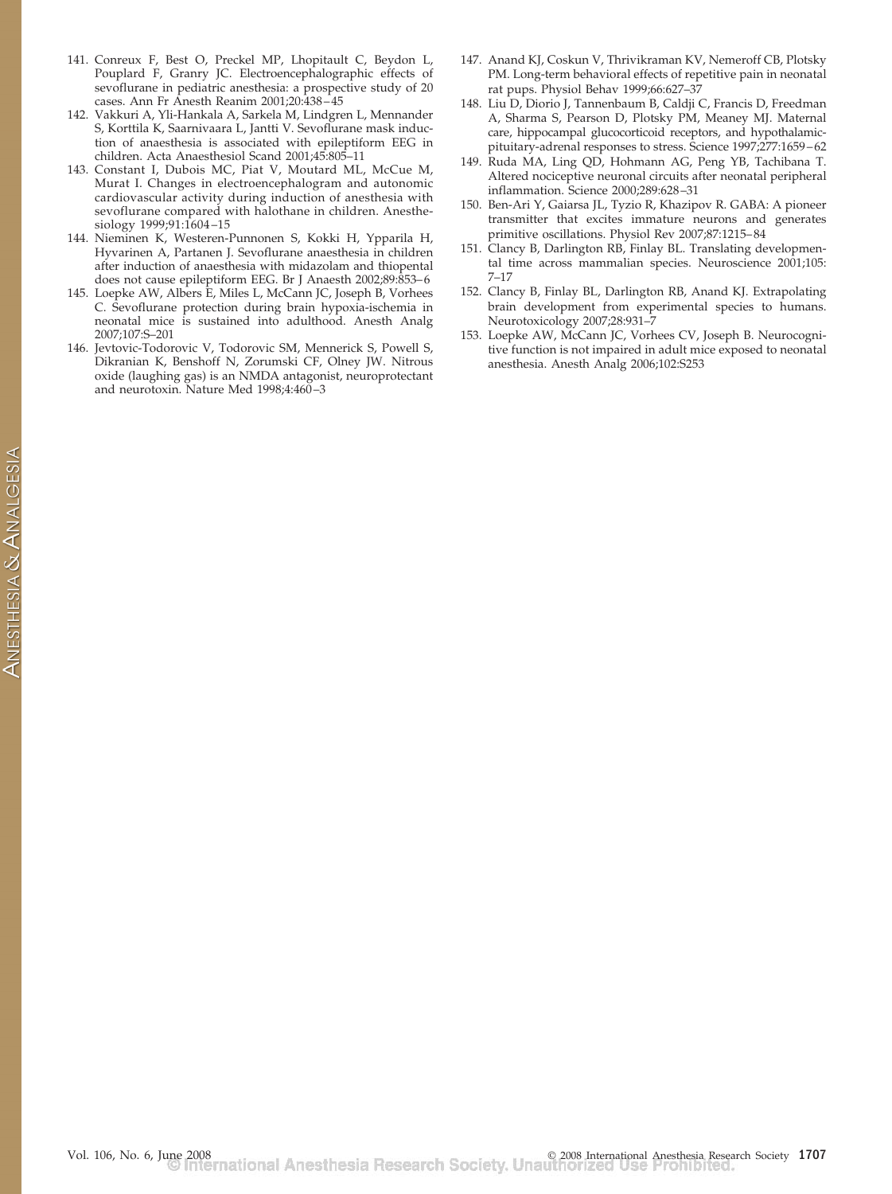141. Conreux F, Best O, Preckel MP, Lhopitault C, Beydon L, Pouplard F, Granry JC. Electroencephalographic effects of sevoflurane in pediatric anesthesia: a prospective study of 20 cases. Ann Fr Anesth Reanim 2001;20:438–45
142. Vakkuri A, Yli-Hankala A, Sarkela M, Lindgren L, Mennander S, Korttila K, Saarnivaara L, Jantti V. Sevoflurane mask induction of anaesthesia is associated with epileptiform EEG in children. Acta Anaesthesiol Scand 2001;45:805–11
143. Constant I, Dubois MC, Piat V, Moutard ML, McCue M, Murat I. Changes in electroencephalogram and autonomic cardiovascular activity during induction of anesthesia with sevoflurane compared with halothane in children. Anesthesiology 1999;91:1604–15
144. Nieminen K, Westeren-Punnonen S, Kokki H, Ypparila H, Hyvarinen A, Partanen J. Sevoflurane anaesthesia in children after induction of anaesthesia with midazolam and thiopental does not cause epileptiform EEG. Br J Anaesth 2002;89:853–6
145. Loepke AW, Albers E, Miles L, McCann JC, Joseph B, Vorhees C. Sevoflurane protection during brain hypoxia-ischemia in neonatal mice is sustained into adulthood. Anesth Analg 2007;107:S–201
146. Jevtovic-Todorovic V, Todorovic SM, Mennerick S, Powell S, Dikranian K, Benshoff N, Zorumski CF, Olney JW. Nitrous oxide (laughing gas) is an NMDA antagonist, neuroprotectant and neurotoxin. Nature Med 1998;4:460–3
147. Anand KJ, Coskun V, Thrivikraman KV, Nemeroff CB, Plotsky PM. Long-term behavioral effects of repetitive pain in neonatal rat pups. Physiol Behav 1999;66:627–37
148. Liu D, Diorio J, Tannenbaum B, Caldji C, Francis D, Freedman A, Sharma S, Pearson D, Plotsky PM, Meaney MJ. Maternal care, hippocampal glucocorticoid receptors, and hypothalamic-pituitary-adrenal responses to stress. Science 1997;277:1659–62
149. Ruda MA, Ling QD, Hohmann AG, Peng YB, Tachibana T. Altered nociceptive neuronal circuits after neonatal peripheral inflammation. Science 2000;289:628–31
150. Ben-Ari Y, Gaiarsa JL, Tyzio R, Khazipov R. GABA: A pioneer transmitter that excites immature neurons and generates primitive oscillations. Physiol Rev 2007;87:1215–84
151. Clancy B, Darlington RB, Finlay BL. Translating developmental time across mammalian species. Neuroscience 2001;105:7–17
152. Clancy B, Finlay BL, Darlington RB, Anand KJ. Extrapolating brain development from experimental species to humans. Neurotoxicology 2007;28:931–7
153. Loepke AW, McCann JC, Vorhees CV, Joseph B. Neurocognitive function is not impaired in adult mice exposed to neonatal anesthesia. Anesth Analg 2006;102:S253